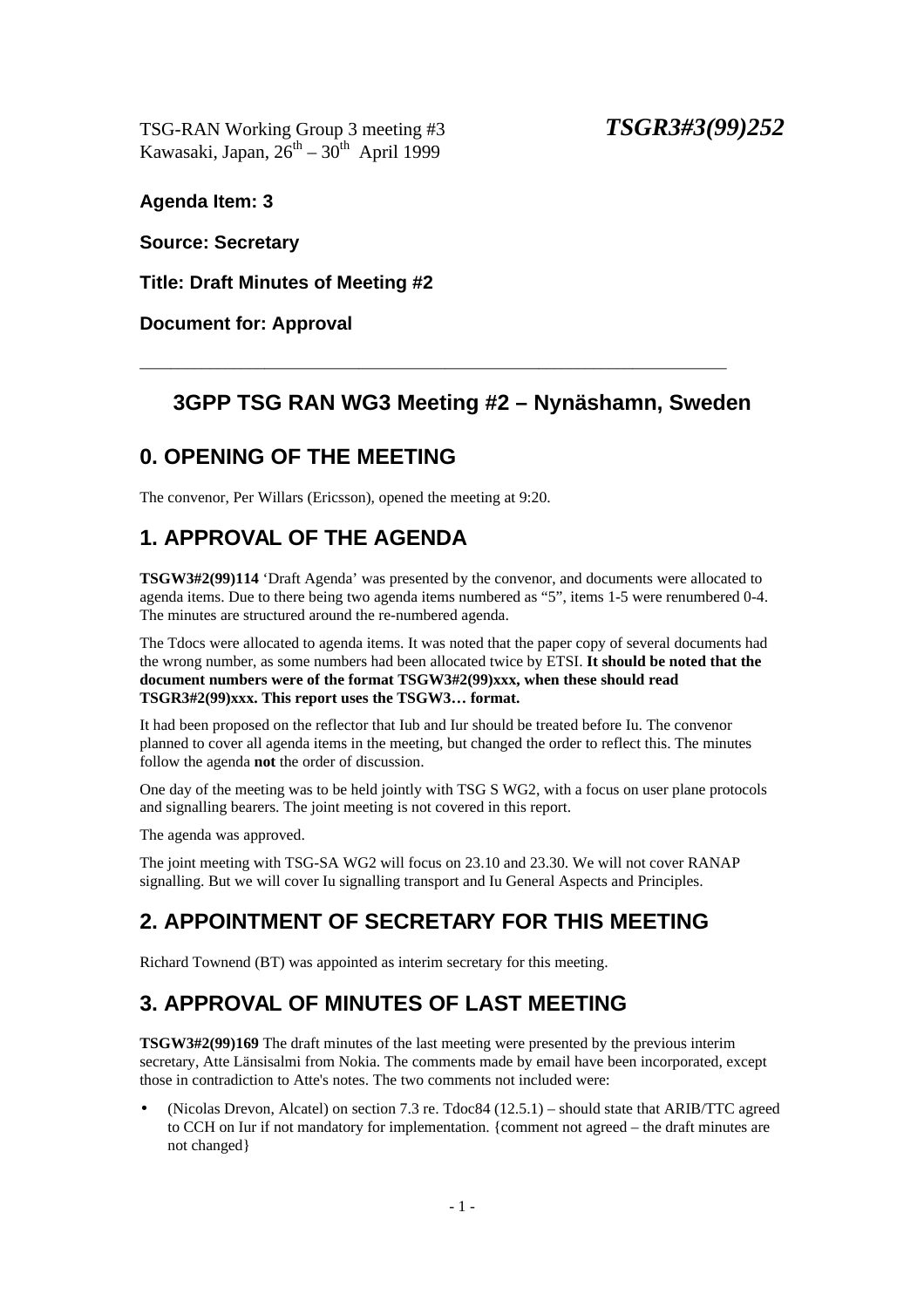TSG-RAN Working Group 3 meeting #3 ***TSGR3#3(99)252***
Kawasaki, Japan, 26th – 30th April 1999

**Agenda Item: 3**

**Source: Secretary**

**Title: Draft Minutes of Meeting #2**

**Document for: Approval**

---

## 3GPP TSG RAN WG3 Meeting #2 – Nynäshamn, Sweden

## 0. OPENING OF THE MEETING

The convenor, Per Willars (Ericsson), opened the meeting at 9:20.

## 1. APPROVAL OF THE AGENDA

**TSGW3#2(99)114** 'Draft Agenda' was presented by the convenor, and documents were allocated to agenda items. Due to there being two agenda items numbered as "5", items 1-5 were renumbered 0-4. The minutes are structured around the re-numbered agenda.

The Tdocs were allocated to agenda items. It was noted that the paper copy of several documents had the wrong number, as some numbers had been allocated twice by ETSI. **It should be noted that the document numbers were of the format TSGW3#2(99)xxx, when these should read TSGR3#2(99)xxx. This report uses the TSGW3… format.**

It had been proposed on the reflector that Iub and Iur should be treated before Iu. The convenor planned to cover all agenda items in the meeting, but changed the order to reflect this. The minutes follow the agenda **not** the order of discussion.

One day of the meeting was to be held jointly with TSG S WG2, with a focus on user plane protocols and signalling bearers. The joint meeting is not covered in this report.

The agenda was approved.

The joint meeting with TSG-SA WG2 will focus on 23.10 and 23.30. We will not cover RANAP signalling. But we will cover Iu signalling transport and Iu General Aspects and Principles.

## 2. APPOINTMENT OF SECRETARY FOR THIS MEETING

Richard Townend (BT) was appointed as interim secretary for this meeting.

## 3. APPROVAL OF MINUTES OF LAST MEETING

**TSGW3#2(99)169** The draft minutes of the last meeting were presented by the previous interim secretary, Atte Länsisalmi from Nokia. The comments made by email have been incorporated, except those in contradiction to Atte's notes. The two comments not included were:

- (Nicolas Drevon, Alcatel) on section 7.3 re. Tdoc84 (12.5.1) – should state that ARIB/TTC agreed to CCH on Iur if not mandatory for implementation. {comment not agreed – the draft minutes are not changed}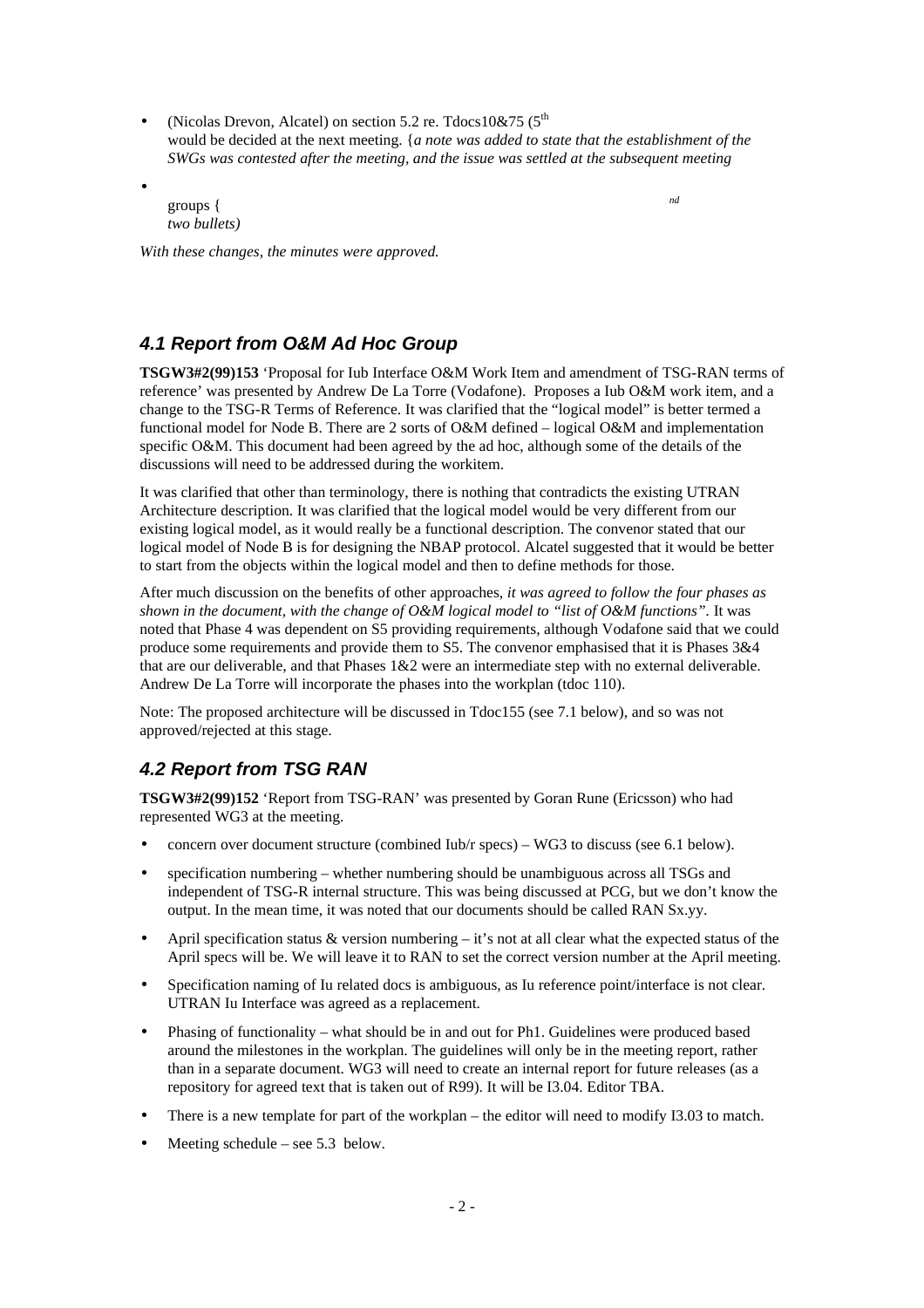- (Nicolas Drevon, Alcatel) on section 5.2 re. Tdocs10&75 (5th would be decided at the next meeting. {*a note was added to state that the establishment of the SWGs was contested after the meeting, and the issue was settled at the subsequent meeting*
- groups { nd *two bullets)*

*With these changes, the minutes were approved.*

## 4.1 Report from O&M Ad Hoc Group

**TSGW3#2(99)153** 'Proposal for Iub Interface O&M Work Item and amendment of TSG-RAN terms of reference' was presented by Andrew De La Torre (Vodafone). Proposes a Iub O&M work item, and a change to the TSG-R Terms of Reference. It was clarified that the "logical model" is better termed a functional model for Node B. There are 2 sorts of O&M defined – logical O&M and implementation specific O&M. This document had been agreed by the ad hoc, although some of the details of the discussions will need to be addressed during the workitem.

It was clarified that other than terminology, there is nothing that contradicts the existing UTRAN Architecture description. It was clarified that the logical model would be very different from our existing logical model, as it would really be a functional description. The convenor stated that our logical model of Node B is for designing the NBAP protocol. Alcatel suggested that it would be better to start from the objects within the logical model and then to define methods for those.

After much discussion on the benefits of other approaches, *it was agreed to follow the four phases as shown in the document, with the change of O&M logical model to "list of O&M functions"*. It was noted that Phase 4 was dependent on S5 providing requirements, although Vodafone said that we could produce some requirements and provide them to S5. The convenor emphasised that it is Phases 3&4 that are our deliverable, and that Phases 1&2 were an intermediate step with no external deliverable. Andrew De La Torre will incorporate the phases into the workplan (tdoc 110).

Note: The proposed architecture will be discussed in Tdoc155 (see 7.1 below), and so was not approved/rejected at this stage.

## 4.2 Report from TSG RAN

**TSGW3#2(99)152** 'Report from TSG-RAN' was presented by Goran Rune (Ericsson) who had represented WG3 at the meeting.

- concern over document structure (combined Iub/r specs) – WG3 to discuss (see 6.1 below).
- specification numbering – whether numbering should be unambiguous across all TSGs and independent of TSG-R internal structure. This was being discussed at PCG, but we don't know the output. In the mean time, it was noted that our documents should be called RAN Sx.yy.
- April specification status & version numbering – it's not at all clear what the expected status of the April specs will be. We will leave it to RAN to set the correct version number at the April meeting.
- Specification naming of Iu related docs is ambiguous, as Iu reference point/interface is not clear. UTRAN Iu Interface was agreed as a replacement.
- Phasing of functionality – what should be in and out for Ph1. Guidelines were produced based around the milestones in the workplan. The guidelines will only be in the meeting report, rather than in a separate document. WG3 will need to create an internal report for future releases (as a repository for agreed text that is taken out of R99). It will be I3.04. Editor TBA.
- There is a new template for part of the workplan – the editor will need to modify I3.03 to match.
- Meeting schedule – see 5.3 below.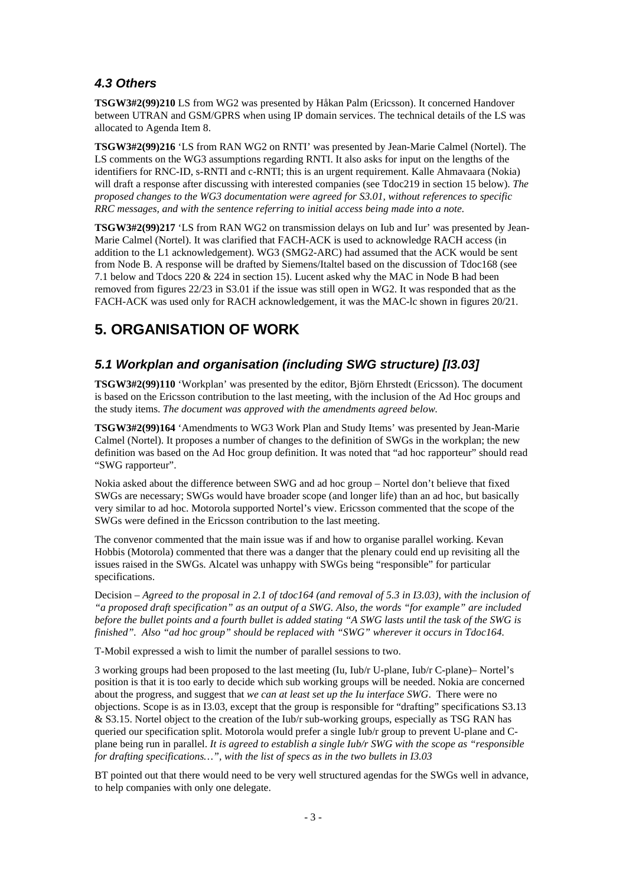### *4.3 Others*

**TSGW3#2(99)210** LS from WG2 was presented by Håkan Palm (Ericsson). It concerned Handover between UTRAN and GSM/GPRS when using IP domain services. The technical details of the LS was allocated to Agenda Item 8.

**TSGW3#2(99)216** 'LS from RAN WG2 on RNTI' was presented by Jean-Marie Calmel (Nortel). The LS comments on the WG3 assumptions regarding RNTI. It also asks for input on the lengths of the identifiers for RNC-ID, s-RNTI and c-RNTI; this is an urgent requirement. Kalle Ahmavaara (Nokia) will draft a response after discussing with interested companies (see Tdoc219 in section 15 below). *The proposed changes to the WG3 documentation were agreed for S3.01, without references to specific RRC messages, and with the sentence referring to initial access being made into a note.*

**TSGW3#2(99)217** 'LS from RAN WG2 on transmission delays on Iub and Iur' was presented by Jean-Marie Calmel (Nortel). It was clarified that FACH-ACK is used to acknowledge RACH access (in addition to the L1 acknowledgement). WG3 (SMG2-ARC) had assumed that the ACK would be sent from Node B. A response will be drafted by Siemens/Italtel based on the discussion of Tdoc168 (see 7.1 below and Tdocs 220 & 224 in section 15). Lucent asked why the MAC in Node B had been removed from figures 22/23 in S3.01 if the issue was still open in WG2. It was responded that as the FACH-ACK was used only for RACH acknowledgement, it was the MAC-lc shown in figures 20/21.

# 5. ORGANISATION OF WORK

### *5.1 Workplan and organisation (including SWG structure) [I3.03]*

**TSGW3#2(99)110** 'Workplan' was presented by the editor, Björn Ehrstedt (Ericsson). The document is based on the Ericsson contribution to the last meeting, with the inclusion of the Ad Hoc groups and the study items. *The document was approved with the amendments agreed below.*

**TSGW3#2(99)164** 'Amendments to WG3 Work Plan and Study Items' was presented by Jean-Marie Calmel (Nortel). It proposes a number of changes to the definition of SWGs in the workplan; the new definition was based on the Ad Hoc group definition. It was noted that "ad hoc rapporteur" should read "SWG rapporteur".

Nokia asked about the difference between SWG and ad hoc group – Nortel don't believe that fixed SWGs are necessary; SWGs would have broader scope (and longer life) than an ad hoc, but basically very similar to ad hoc. Motorola supported Nortel's view. Ericsson commented that the scope of the SWGs were defined in the Ericsson contribution to the last meeting.

The convenor commented that the main issue was if and how to organise parallel working. Kevan Hobbis (Motorola) commented that there was a danger that the plenary could end up revisiting all the issues raised in the SWGs. Alcatel was unhappy with SWGs being "responsible" for particular specifications.

Decision – *Agreed to the proposal in 2.1 of tdoc164 (and removal of 5.3 in I3.03), with the inclusion of "a proposed draft specification" as an output of a SWG. Also, the words "for example" are included before the bullet points and a fourth bullet is added stating "A SWG lasts until the task of the SWG is finished". Also "ad hoc group" should be replaced with "SWG" wherever it occurs in Tdoc164.*

T-Mobil expressed a wish to limit the number of parallel sessions to two.

3 working groups had been proposed to the last meeting (Iu, Iub/r U-plane, Iub/r C-plane)– Nortel's position is that it is too early to decide which sub working groups will be needed. Nokia are concerned about the progress, and suggest that *we can at least set up the Iu interface SWG*. There were no objections. Scope is as in I3.03, except that the group is responsible for "drafting" specifications S3.13 & S3.15. Nortel object to the creation of the Iub/r sub-working groups, especially as TSG RAN has queried our specification split. Motorola would prefer a single Iub/r group to prevent U-plane and C-plane being run in parallel. *It is agreed to establish a single Iub/r SWG with the scope as "responsible for drafting specifications…", with the list of specs as in the two bullets in I3.03*

BT pointed out that there would need to be very well structured agendas for the SWGs well in advance, to help companies with only one delegate.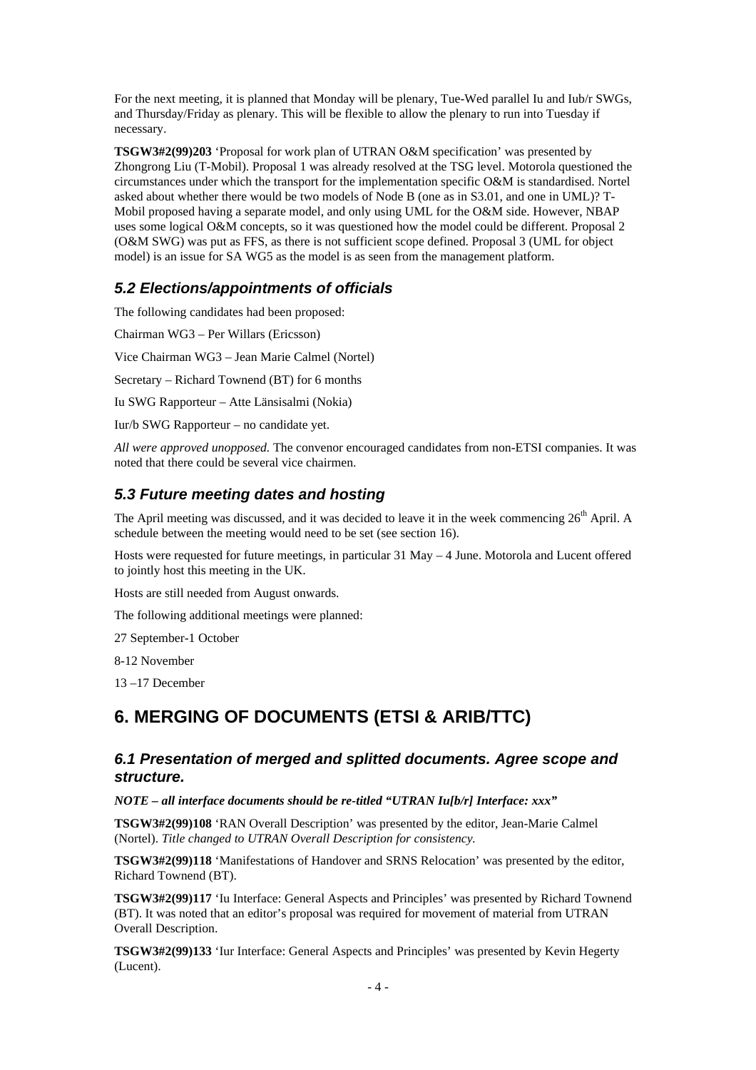For the next meeting, it is planned that Monday will be plenary, Tue-Wed parallel Iu and Iub/r SWGs, and Thursday/Friday as plenary. This will be flexible to allow the plenary to run into Tuesday if necessary.

**TSGW3#2(99)203** 'Proposal for work plan of UTRAN O&M specification' was presented by Zhongrong Liu (T-Mobil). Proposal 1 was already resolved at the TSG level. Motorola questioned the circumstances under which the transport for the implementation specific O&M is standardised. Nortel asked about whether there would be two models of Node B (one as in S3.01, and one in UML)? T-Mobil proposed having a separate model, and only using UML for the O&M side. However, NBAP uses some logical O&M concepts, so it was questioned how the model could be different. Proposal 2 (O&M SWG) was put as FFS, as there is not sufficient scope defined. Proposal 3 (UML for object model) is an issue for SA WG5 as the model is as seen from the management platform.

### *5.2 Elections/appointments of officials*

The following candidates had been proposed:

Chairman WG3 – Per Willars (Ericsson)

Vice Chairman WG3 – Jean Marie Calmel (Nortel)

Secretary – Richard Townend (BT) for 6 months

Iu SWG Rapporteur – Atte Länsisalmi (Nokia)

Iur/b SWG Rapporteur – no candidate yet.

*All were approved unopposed.* The convenor encouraged candidates from non-ETSI companies. It was noted that there could be several vice chairmen.

### *5.3 Future meeting dates and hosting*

The April meeting was discussed, and it was decided to leave it in the week commencing 26th April. A schedule between the meeting would need to be set (see section 16).

Hosts were requested for future meetings, in particular 31 May – 4 June. Motorola and Lucent offered to jointly host this meeting in the UK.

Hosts are still needed from August onwards.

The following additional meetings were planned:

27 September-1 October

8-12 November

13 –17 December

## 6. MERGING OF DOCUMENTS (ETSI & ARIB/TTC)

### *6.1 Presentation of merged and splitted documents. Agree scope and structure.*

***NOTE – all interface documents should be re-titled "UTRAN Iu[b/r] Interface: xxx"***

**TSGW3#2(99)108** 'RAN Overall Description' was presented by the editor, Jean-Marie Calmel (Nortel). *Title changed to UTRAN Overall Description for consistency.*

**TSGW3#2(99)118** 'Manifestations of Handover and SRNS Relocation' was presented by the editor, Richard Townend (BT).

**TSGW3#2(99)117** 'Iu Interface: General Aspects and Principles' was presented by Richard Townend (BT). It was noted that an editor's proposal was required for movement of material from UTRAN Overall Description.

**TSGW3#2(99)133** 'Iur Interface: General Aspects and Principles' was presented by Kevin Hegerty (Lucent).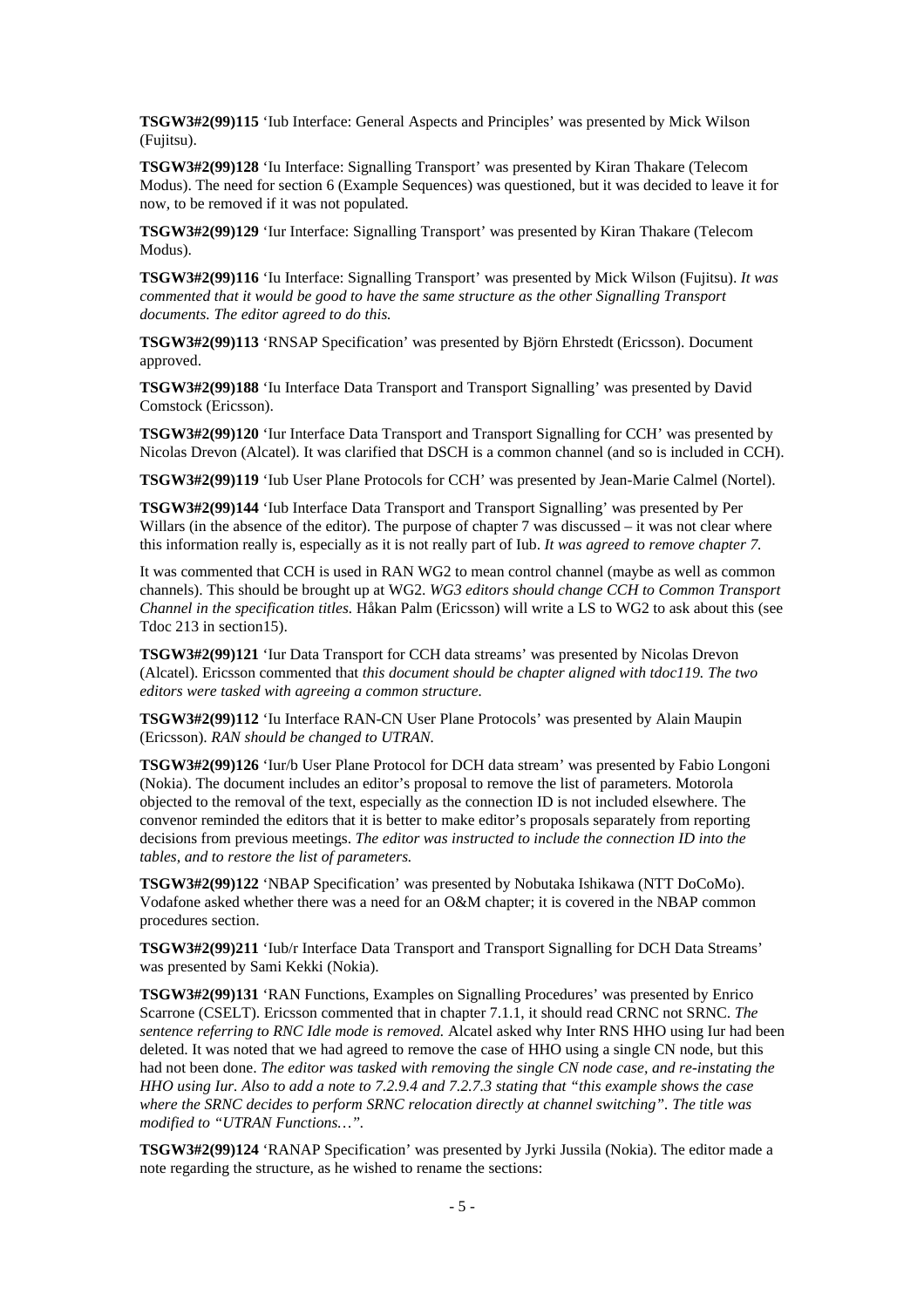**TSGW3#2(99)115** 'Iub Interface: General Aspects and Principles' was presented by Mick Wilson (Fujitsu).

**TSGW3#2(99)128** 'Iu Interface: Signalling Transport' was presented by Kiran Thakare (Telecom Modus). The need for section 6 (Example Sequences) was questioned, but it was decided to leave it for now, to be removed if it was not populated.

**TSGW3#2(99)129** 'Iur Interface: Signalling Transport' was presented by Kiran Thakare (Telecom Modus).

**TSGW3#2(99)116** 'Iu Interface: Signalling Transport' was presented by Mick Wilson (Fujitsu). *It was commented that it would be good to have the same structure as the other Signalling Transport documents. The editor agreed to do this.*

**TSGW3#2(99)113** 'RNSAP Specification' was presented by Björn Ehrstedt (Ericsson). Document approved.

**TSGW3#2(99)188** 'Iu Interface Data Transport and Transport Signalling' was presented by David Comstock (Ericsson).

**TSGW3#2(99)120** 'Iur Interface Data Transport and Transport Signalling for CCH' was presented by Nicolas Drevon (Alcatel). It was clarified that DSCH is a common channel (and so is included in CCH).

**TSGW3#2(99)119** 'Iub User Plane Protocols for CCH' was presented by Jean-Marie Calmel (Nortel).

**TSGW3#2(99)144** 'Iub Interface Data Transport and Transport Signalling' was presented by Per Willars (in the absence of the editor). The purpose of chapter 7 was discussed – it was not clear where this information really is, especially as it is not really part of Iub. *It was agreed to remove chapter 7.*

It was commented that CCH is used in RAN WG2 to mean control channel (maybe as well as common channels). This should be brought up at WG2. *WG3 editors should change CCH to Common Transport Channel in the specification titles.* Håkan Palm (Ericsson) will write a LS to WG2 to ask about this (see Tdoc 213 in section15).

**TSGW3#2(99)121** 'Iur Data Transport for CCH data streams' was presented by Nicolas Drevon (Alcatel). Ericsson commented that *this document should be chapter aligned with tdoc119. The two editors were tasked with agreeing a common structure.*

**TSGW3#2(99)112** 'Iu Interface RAN-CN User Plane Protocols' was presented by Alain Maupin (Ericsson). *RAN should be changed to UTRAN.*

**TSGW3#2(99)126** 'Iur/b User Plane Protocol for DCH data stream' was presented by Fabio Longoni (Nokia). The document includes an editor's proposal to remove the list of parameters. Motorola objected to the removal of the text, especially as the connection ID is not included elsewhere. The convenor reminded the editors that it is better to make editor's proposals separately from reporting decisions from previous meetings. *The editor was instructed to include the connection ID into the tables, and to restore the list of parameters.*

**TSGW3#2(99)122** 'NBAP Specification' was presented by Nobutaka Ishikawa (NTT DoCoMo). Vodafone asked whether there was a need for an O&M chapter; it is covered in the NBAP common procedures section.

**TSGW3#2(99)211** 'Iub/r Interface Data Transport and Transport Signalling for DCH Data Streams' was presented by Sami Kekki (Nokia).

**TSGW3#2(99)131** 'RAN Functions, Examples on Signalling Procedures' was presented by Enrico Scarrone (CSELT). Ericsson commented that in chapter 7.1.1, it should read CRNC not SRNC. *The sentence referring to RNC Idle mode is removed.* Alcatel asked why Inter RNS HHO using Iur had been deleted. It was noted that we had agreed to remove the case of HHO using a single CN node, but this had not been done. *The editor was tasked with removing the single CN node case, and re-instating the HHO using Iur. Also to add a note to 7.2.9.4 and 7.2.7.3 stating that "this example shows the case where the SRNC decides to perform SRNC relocation directly at channel switching". The title was modified to "UTRAN Functions…".*

**TSGW3#2(99)124** 'RANAP Specification' was presented by Jyrki Jussila (Nokia). The editor made a note regarding the structure, as he wished to rename the sections: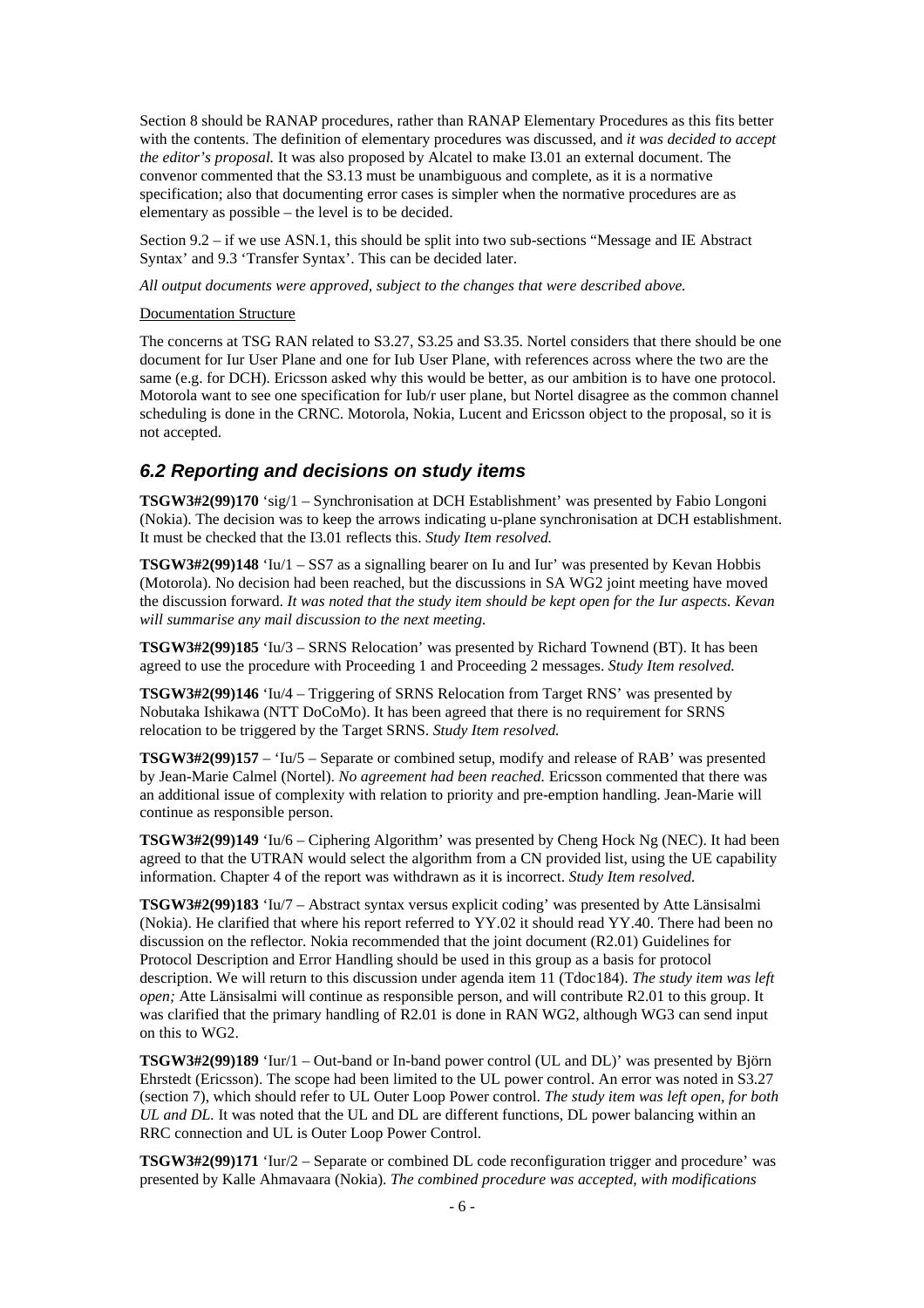Section 8 should be RANAP procedures, rather than RANAP Elementary Procedures as this fits better with the contents. The definition of elementary procedures was discussed, and *it was decided to accept the editor's proposal.* It was also proposed by Alcatel to make I3.01 an external document. The convenor commented that the S3.13 must be unambiguous and complete, as it is a normative specification; also that documenting error cases is simpler when the normative procedures are as elementary as possible – the level is to be decided.

Section 9.2 – if we use ASN.1, this should be split into two sub-sections "Message and IE Abstract Syntax' and 9.3 'Transfer Syntax'. This can be decided later.

*All output documents were approved, subject to the changes that were described above.*

Documentation Structure

The concerns at TSG RAN related to S3.27, S3.25 and S3.35. Nortel considers that there should be one document for Iur User Plane and one for Iub User Plane, with references across where the two are the same (e.g. for DCH). Ericsson asked why this would be better, as our ambition is to have one protocol. Motorola want to see one specification for Iub/r user plane, but Nortel disagree as the common channel scheduling is done in the CRNC. Motorola, Nokia, Lucent and Ericsson object to the proposal, so it is not accepted.

### *6.2 Reporting and decisions on study items*

**TSGW3#2(99)170** 'sig/1 – Synchronisation at DCH Establishment' was presented by Fabio Longoni (Nokia). The decision was to keep the arrows indicating u-plane synchronisation at DCH establishment. It must be checked that the I3.01 reflects this. *Study Item resolved.*

**TSGW3#2(99)148** 'Iu/1 – SS7 as a signalling bearer on Iu and Iur' was presented by Kevan Hobbis (Motorola). No decision had been reached, but the discussions in SA WG2 joint meeting have moved the discussion forward. *It was noted that the study item should be kept open for the Iur aspects. Kevan will summarise any mail discussion to the next meeting.*

**TSGW3#2(99)185** 'Iu/3 – SRNS Relocation' was presented by Richard Townend (BT). It has been agreed to use the procedure with Proceeding 1 and Proceeding 2 messages. *Study Item resolved.*

**TSGW3#2(99)146** 'Iu/4 – Triggering of SRNS Relocation from Target RNS' was presented by Nobutaka Ishikawa (NTT DoCoMo). It has been agreed that there is no requirement for SRNS relocation to be triggered by the Target SRNS. *Study Item resolved.*

**TSGW3#2(99)157** – 'Iu/5 – Separate or combined setup, modify and release of RAB' was presented by Jean-Marie Calmel (Nortel). *No agreement had been reached.* Ericsson commented that there was an additional issue of complexity with relation to priority and pre-emption handling. Jean-Marie will continue as responsible person.

**TSGW3#2(99)149** 'Iu/6 – Ciphering Algorithm' was presented by Cheng Hock Ng (NEC). It had been agreed to that the UTRAN would select the algorithm from a CN provided list, using the UE capability information. Chapter 4 of the report was withdrawn as it is incorrect. *Study Item resolved.*

**TSGW3#2(99)183** 'Iu/7 – Abstract syntax versus explicit coding' was presented by Atte Länsisalmi (Nokia). He clarified that where his report referred to YY.02 it should read YY.40. There had been no discussion on the reflector. Nokia recommended that the joint document (R2.01) Guidelines for Protocol Description and Error Handling should be used in this group as a basis for protocol description. We will return to this discussion under agenda item 11 (Tdoc184). *The study item was left open;* Atte Länsisalmi will continue as responsible person, and will contribute R2.01 to this group. It was clarified that the primary handling of R2.01 is done in RAN WG2, although WG3 can send input on this to WG2.

**TSGW3#2(99)189** 'Iur/1 – Out-band or In-band power control (UL and DL)' was presented by Björn Ehrstedt (Ericsson). The scope had been limited to the UL power control. An error was noted in S3.27 (section 7), which should refer to UL Outer Loop Power control. *The study item was left open, for both UL and DL.* It was noted that the UL and DL are different functions, DL power balancing within an RRC connection and UL is Outer Loop Power Control.

**TSGW3#2(99)171** 'Iur/2 – Separate or combined DL code reconfiguration trigger and procedure' was presented by Kalle Ahmavaara (Nokia). *The combined procedure was accepted, with modifications*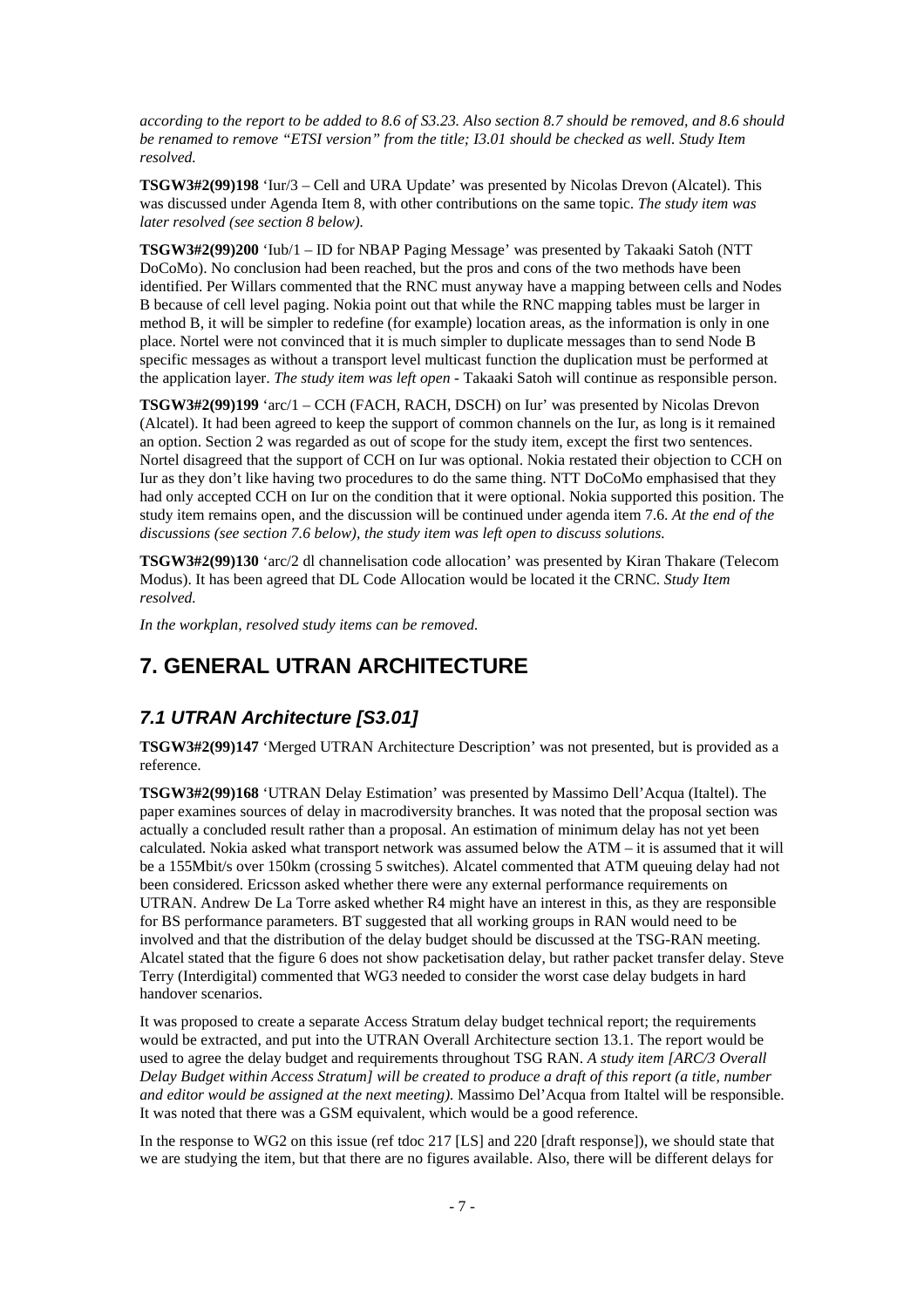*according to the report to be added to 8.6 of S3.23. Also section 8.7 should be removed, and 8.6 should be renamed to remove "ETSI version" from the title; I3.01 should be checked as well. Study Item resolved.*

**TSGW3#2(99)198** 'Iur/3 – Cell and URA Update' was presented by Nicolas Drevon (Alcatel). This was discussed under Agenda Item 8, with other contributions on the same topic. *The study item was later resolved (see section 8 below).*

**TSGW3#2(99)200** 'Iub/1 – ID for NBAP Paging Message' was presented by Takaaki Satoh (NTT DoCoMo). No conclusion had been reached, but the pros and cons of the two methods have been identified. Per Willars commented that the RNC must anyway have a mapping between cells and Nodes B because of cell level paging. Nokia point out that while the RNC mapping tables must be larger in method B, it will be simpler to redefine (for example) location areas, as the information is only in one place. Nortel were not convinced that it is much simpler to duplicate messages than to send Node B specific messages as without a transport level multicast function the duplication must be performed at the application layer. *The study item was left open* - Takaaki Satoh will continue as responsible person.

**TSGW3#2(99)199** 'arc/1 – CCH (FACH, RACH, DSCH) on Iur' was presented by Nicolas Drevon (Alcatel). It had been agreed to keep the support of common channels on the Iur, as long is it remained an option. Section 2 was regarded as out of scope for the study item, except the first two sentences. Nortel disagreed that the support of CCH on Iur was optional. Nokia restated their objection to CCH on Iur as they don't like having two procedures to do the same thing. NTT DoCoMo emphasised that they had only accepted CCH on Iur on the condition that it were optional. Nokia supported this position. The study item remains open, and the discussion will be continued under agenda item 7.6. *At the end of the discussions (see section 7.6 below), the study item was left open to discuss solutions.*

**TSGW3#2(99)130** 'arc/2 dl channelisation code allocation' was presented by Kiran Thakare (Telecom Modus). It has been agreed that DL Code Allocation would be located it the CRNC. *Study Item resolved.*

*In the workplan, resolved study items can be removed.*

# 7. GENERAL UTRAN ARCHITECTURE

## *7.1 UTRAN Architecture [S3.01]*

**TSGW3#2(99)147** 'Merged UTRAN Architecture Description' was not presented, but is provided as a reference.

**TSGW3#2(99)168** 'UTRAN Delay Estimation' was presented by Massimo Dell'Acqua (Italtel). The paper examines sources of delay in macrodiversity branches. It was noted that the proposal section was actually a concluded result rather than a proposal. An estimation of minimum delay has not yet been calculated. Nokia asked what transport network was assumed below the ATM – it is assumed that it will be a 155Mbit/s over 150km (crossing 5 switches). Alcatel commented that ATM queuing delay had not been considered. Ericsson asked whether there were any external performance requirements on UTRAN. Andrew De La Torre asked whether R4 might have an interest in this, as they are responsible for BS performance parameters. BT suggested that all working groups in RAN would need to be involved and that the distribution of the delay budget should be discussed at the TSG-RAN meeting. Alcatel stated that the figure 6 does not show packetisation delay, but rather packet transfer delay. Steve Terry (Interdigital) commented that WG3 needed to consider the worst case delay budgets in hard handover scenarios.

It was proposed to create a separate Access Stratum delay budget technical report; the requirements would be extracted, and put into the UTRAN Overall Architecture section 13.1. The report would be used to agree the delay budget and requirements throughout TSG RAN. *A study item [ARC/3 Overall Delay Budget within Access Stratum] will be created to produce a draft of this report (a title, number and editor would be assigned at the next meeting).* Massimo Del'Acqua from Italtel will be responsible. It was noted that there was a GSM equivalent, which would be a good reference.

In the response to WG2 on this issue (ref tdoc 217 [LS] and 220 [draft response]), we should state that we are studying the item, but that there are no figures available. Also, there will be different delays for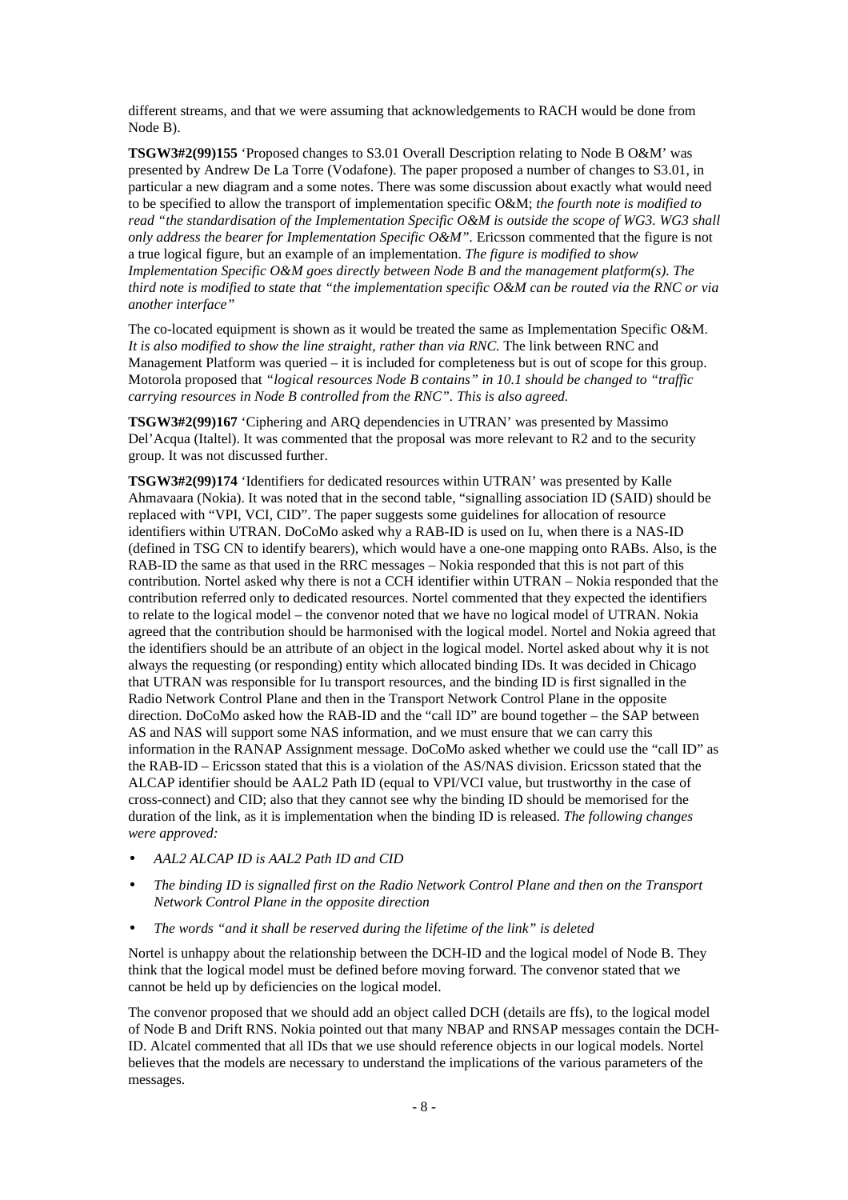different streams, and that we were assuming that acknowledgements to RACH would be done from Node B).

**TSGW3#2(99)155** 'Proposed changes to S3.01 Overall Description relating to Node B O&M' was presented by Andrew De La Torre (Vodafone). The paper proposed a number of changes to S3.01, in particular a new diagram and a some notes. There was some discussion about exactly what would need to be specified to allow the transport of implementation specific O&M; *the fourth note is modified to read "the standardisation of the Implementation Specific O&M is outside the scope of WG3. WG3 shall only address the bearer for Implementation Specific O&M".* Ericsson commented that the figure is not a true logical figure, but an example of an implementation. *The figure is modified to show Implementation Specific O&M goes directly between Node B and the management platform(s). The third note is modified to state that "the implementation specific O&M can be routed via the RNC or via another interface"*

The co-located equipment is shown as it would be treated the same as Implementation Specific O&M. *It is also modified to show the line straight, rather than via RNC.* The link between RNC and Management Platform was queried – it is included for completeness but is out of scope for this group. Motorola proposed that *"logical resources Node B contains" in 10.1 should be changed to "traffic carrying resources in Node B controlled from the RNC". This is also agreed.*

**TSGW3#2(99)167** 'Ciphering and ARQ dependencies in UTRAN' was presented by Massimo Del'Acqua (Italtel). It was commented that the proposal was more relevant to R2 and to the security group. It was not discussed further.

**TSGW3#2(99)174** 'Identifiers for dedicated resources within UTRAN' was presented by Kalle Ahmavaara (Nokia). It was noted that in the second table, "signalling association ID (SAID) should be replaced with "VPI, VCI, CID". The paper suggests some guidelines for allocation of resource identifiers within UTRAN. DoCoMo asked why a RAB-ID is used on Iu, when there is a NAS-ID (defined in TSG CN to identify bearers), which would have a one-one mapping onto RABs. Also, is the RAB-ID the same as that used in the RRC messages – Nokia responded that this is not part of this contribution. Nortel asked why there is not a CCH identifier within UTRAN – Nokia responded that the contribution referred only to dedicated resources. Nortel commented that they expected the identifiers to relate to the logical model – the convenor noted that we have no logical model of UTRAN. Nokia agreed that the contribution should be harmonised with the logical model. Nortel and Nokia agreed that the identifiers should be an attribute of an object in the logical model. Nortel asked about why it is not always the requesting (or responding) entity which allocated binding IDs. It was decided in Chicago that UTRAN was responsible for Iu transport resources, and the binding ID is first signalled in the Radio Network Control Plane and then in the Transport Network Control Plane in the opposite direction. DoCoMo asked how the RAB-ID and the "call ID" are bound together – the SAP between AS and NAS will support some NAS information, and we must ensure that we can carry this information in the RANAP Assignment message. DoCoMo asked whether we could use the "call ID" as the RAB-ID – Ericsson stated that this is a violation of the AS/NAS division. Ericsson stated that the ALCAP identifier should be AAL2 Path ID (equal to VPI/VCI value, but trustworthy in the case of cross-connect) and CID; also that they cannot see why the binding ID should be memorised for the duration of the link, as it is implementation when the binding ID is released. *The following changes were approved:*

- *AAL2 ALCAP ID is AAL2 Path ID and CID*
- *The binding ID is signalled first on the Radio Network Control Plane and then on the Transport Network Control Plane in the opposite direction*
- *The words "and it shall be reserved during the lifetime of the link" is deleted*

Nortel is unhappy about the relationship between the DCH-ID and the logical model of Node B. They think that the logical model must be defined before moving forward. The convenor stated that we cannot be held up by deficiencies on the logical model.

The convenor proposed that we should add an object called DCH (details are ffs), to the logical model of Node B and Drift RNS. Nokia pointed out that many NBAP and RNSAP messages contain the DCH-ID. Alcatel commented that all IDs that we use should reference objects in our logical models. Nortel believes that the models are necessary to understand the implications of the various parameters of the messages.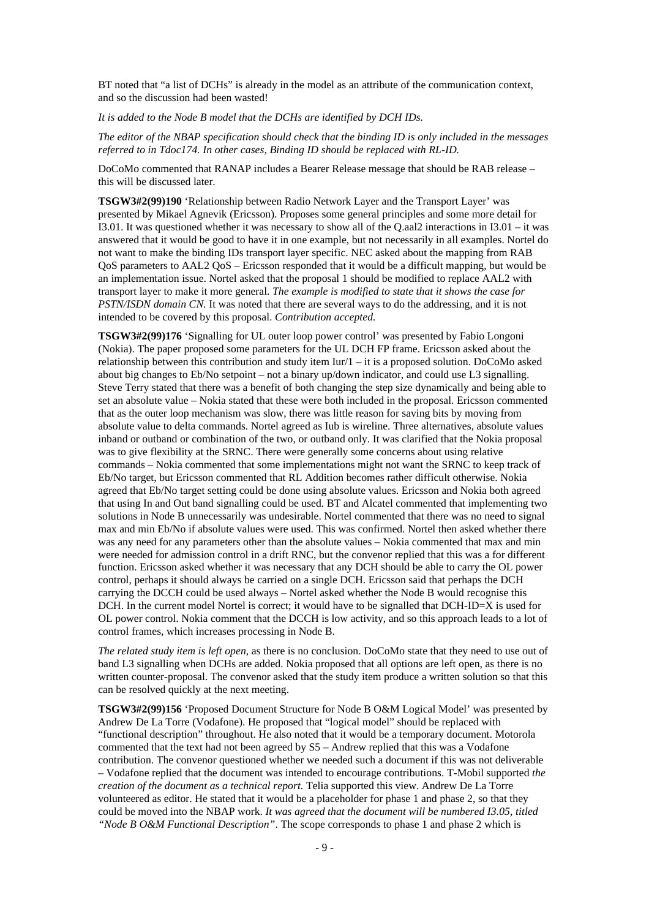BT noted that "a list of DCHs" is already in the model as an attribute of the communication context, and so the discussion had been wasted!

*It is added to the Node B model that the DCHs are identified by DCH IDs.*

*The editor of the NBAP specification should check that the binding ID is only included in the messages referred to in Tdoc174. In other cases, Binding ID should be replaced with RL-ID.*

DoCoMo commented that RANAP includes a Bearer Release message that should be RAB release – this will be discussed later.

**TSGW3#2(99)190** 'Relationship between Radio Network Layer and the Transport Layer' was presented by Mikael Agnevik (Ericsson). Proposes some general principles and some more detail for I3.01. It was questioned whether it was necessary to show all of the Q.aal2 interactions in I3.01 – it was answered that it would be good to have it in one example, but not necessarily in all examples. Nortel do not want to make the binding IDs transport layer specific. NEC asked about the mapping from RAB QoS parameters to AAL2 QoS – Ericsson responded that it would be a difficult mapping, but would be an implementation issue. Nortel asked that the proposal 1 should be modified to replace AAL2 with transport layer to make it more general. *The example is modified to state that it shows the case for PSTN/ISDN domain CN.* It was noted that there are several ways to do the addressing, and it is not intended to be covered by this proposal. *Contribution accepted.*

**TSGW3#2(99)176** 'Signalling for UL outer loop power control' was presented by Fabio Longoni (Nokia). The paper proposed some parameters for the UL DCH FP frame. Ericsson asked about the relationship between this contribution and study item Iur/1 – it is a proposed solution. DoCoMo asked about big changes to Eb/No setpoint – not a binary up/down indicator, and could use L3 signalling. Steve Terry stated that there was a benefit of both changing the step size dynamically and being able to set an absolute value – Nokia stated that these were both included in the proposal. Ericsson commented that as the outer loop mechanism was slow, there was little reason for saving bits by moving from absolute value to delta commands. Nortel agreed as Iub is wireline. Three alternatives, absolute values inband or outband or combination of the two, or outband only. It was clarified that the Nokia proposal was to give flexibility at the SRNC. There were generally some concerns about using relative commands – Nokia commented that some implementations might not want the SRNC to keep track of Eb/No target, but Ericsson commented that RL Addition becomes rather difficult otherwise. Nokia agreed that Eb/No target setting could be done using absolute values. Ericsson and Nokia both agreed that using In and Out band signalling could be used. BT and Alcatel commented that implementing two solutions in Node B unnecessarily was undesirable. Nortel commented that there was no need to signal max and min Eb/No if absolute values were used. This was confirmed. Nortel then asked whether there was any need for any parameters other than the absolute values – Nokia commented that max and min were needed for admission control in a drift RNC, but the convenor replied that this was a for different function. Ericsson asked whether it was necessary that any DCH should be able to carry the OL power control, perhaps it should always be carried on a single DCH. Ericsson said that perhaps the DCH carrying the DCCH could be used always – Nortel asked whether the Node B would recognise this DCH. In the current model Nortel is correct; it would have to be signalled that DCH-ID=X is used for OL power control. Nokia comment that the DCCH is low activity, and so this approach leads to a lot of control frames, which increases processing in Node B.

*The related study item is left open*, as there is no conclusion. DoCoMo state that they need to use out of band L3 signalling when DCHs are added. Nokia proposed that all options are left open, as there is no written counter-proposal. The convenor asked that the study item produce a written solution so that this can be resolved quickly at the next meeting.

**TSGW3#2(99)156** 'Proposed Document Structure for Node B O&M Logical Model' was presented by Andrew De La Torre (Vodafone). He proposed that "logical model" should be replaced with "functional description" throughout. He also noted that it would be a temporary document. Motorola commented that the text had not been agreed by S5 – Andrew replied that this was a Vodafone contribution. The convenor questioned whether we needed such a document if this was not deliverable – Vodafone replied that the document was intended to encourage contributions. T-Mobil supported *the creation of the document as a technical report.* Telia supported this view. Andrew De La Torre volunteered as editor. He stated that it would be a placeholder for phase 1 and phase 2, so that they could be moved into the NBAP work. *It was agreed that the document will be numbered I3.05, titled "Node B O&M Functional Description".* The scope corresponds to phase 1 and phase 2 which is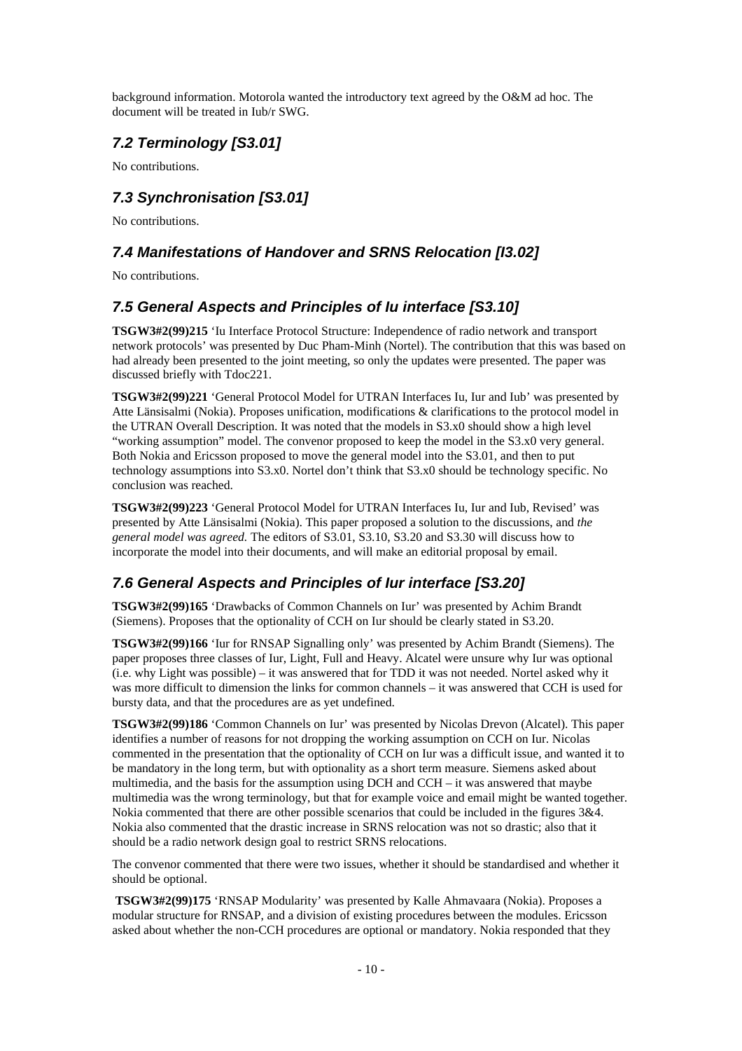background information. Motorola wanted the introductory text agreed by the O&M ad hoc. The document will be treated in Iub/r SWG.

## 7.2 Terminology [S3.01]

No contributions.

## 7.3 Synchronisation [S3.01]

No contributions.

## 7.4 Manifestations of Handover and SRNS Relocation [I3.02]

No contributions.

## 7.5 General Aspects and Principles of Iu interface [S3.10]

**TSGW3#2(99)215** 'Iu Interface Protocol Structure: Independence of radio network and transport network protocols' was presented by Duc Pham-Minh (Nortel). The contribution that this was based on had already been presented to the joint meeting, so only the updates were presented. The paper was discussed briefly with Tdoc221.

**TSGW3#2(99)221** 'General Protocol Model for UTRAN Interfaces Iu, Iur and Iub' was presented by Atte Länsisalmi (Nokia). Proposes unification, modifications & clarifications to the protocol model in the UTRAN Overall Description. It was noted that the models in S3.x0 should show a high level "working assumption" model. The convenor proposed to keep the model in the S3.x0 very general. Both Nokia and Ericsson proposed to move the general model into the S3.01, and then to put technology assumptions into S3.x0. Nortel don't think that S3.x0 should be technology specific. No conclusion was reached.

**TSGW3#2(99)223** 'General Protocol Model for UTRAN Interfaces Iu, Iur and Iub, Revised' was presented by Atte Länsisalmi (Nokia). This paper proposed a solution to the discussions, and *the general model was agreed.* The editors of S3.01, S3.10, S3.20 and S3.30 will discuss how to incorporate the model into their documents, and will make an editorial proposal by email.

## 7.6 General Aspects and Principles of Iur interface [S3.20]

**TSGW3#2(99)165** 'Drawbacks of Common Channels on Iur' was presented by Achim Brandt (Siemens). Proposes that the optionality of CCH on Iur should be clearly stated in S3.20.

**TSGW3#2(99)166** 'Iur for RNSAP Signalling only' was presented by Achim Brandt (Siemens). The paper proposes three classes of Iur, Light, Full and Heavy. Alcatel were unsure why Iur was optional (i.e. why Light was possible) – it was answered that for TDD it was not needed. Nortel asked why it was more difficult to dimension the links for common channels – it was answered that CCH is used for bursty data, and that the procedures are as yet undefined.

**TSGW3#2(99)186** 'Common Channels on Iur' was presented by Nicolas Drevon (Alcatel). This paper identifies a number of reasons for not dropping the working assumption on CCH on Iur. Nicolas commented in the presentation that the optionality of CCH on Iur was a difficult issue, and wanted it to be mandatory in the long term, but with optionality as a short term measure. Siemens asked about multimedia, and the basis for the assumption using DCH and CCH – it was answered that maybe multimedia was the wrong terminology, but that for example voice and email might be wanted together. Nokia commented that there are other possible scenarios that could be included in the figures 3&4. Nokia also commented that the drastic increase in SRNS relocation was not so drastic; also that it should be a radio network design goal to restrict SRNS relocations.

The convenor commented that there were two issues, whether it should be standardised and whether it should be optional.

**TSGW3#2(99)175** 'RNSAP Modularity' was presented by Kalle Ahmavaara (Nokia). Proposes a modular structure for RNSAP, and a division of existing procedures between the modules. Ericsson asked about whether the non-CCH procedures are optional or mandatory. Nokia responded that they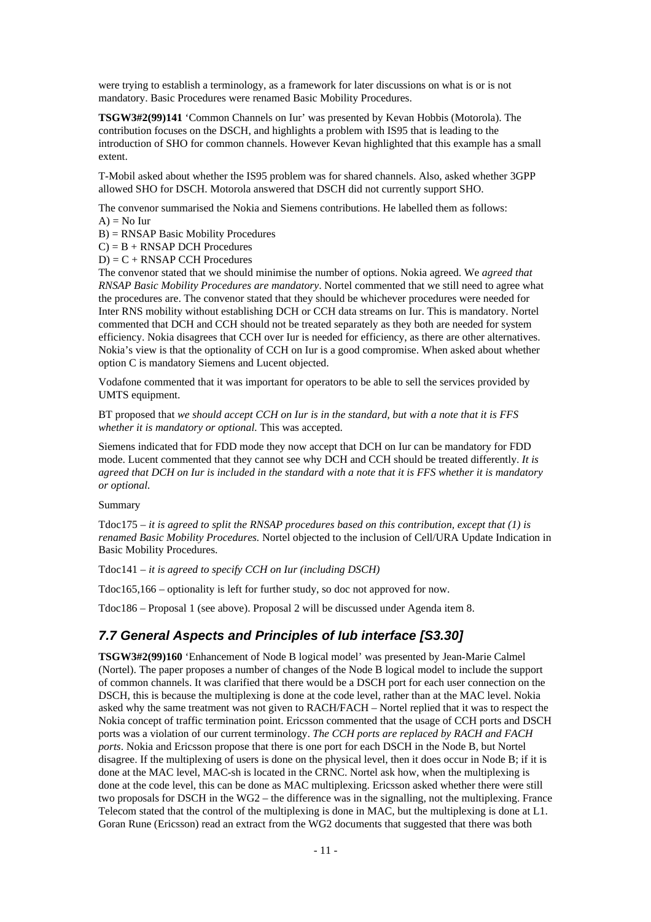were trying to establish a terminology, as a framework for later discussions on what is or is not mandatory. Basic Procedures were renamed Basic Mobility Procedures.

**TSGW3#2(99)141** 'Common Channels on Iur' was presented by Kevan Hobbis (Motorola). The contribution focuses on the DSCH, and highlights a problem with IS95 that is leading to the introduction of SHO for common channels. However Kevan highlighted that this example has a small extent.

T-Mobil asked about whether the IS95 problem was for shared channels. Also, asked whether 3GPP allowed SHO for DSCH. Motorola answered that DSCH did not currently support SHO.

The convenor summarised the Nokia and Siemens contributions. He labelled them as follows:
A) = No Iur
B) = RNSAP Basic Mobility Procedures
C) = B + RNSAP DCH Procedures
D) = C + RNSAP CCH Procedures
The convenor stated that we should minimise the number of options. Nokia agreed. We *agreed that RNSAP Basic Mobility Procedures are mandatory*. Nortel commented that we still need to agree what the procedures are. The convenor stated that they should be whichever procedures were needed for Inter RNS mobility without establishing DCH or CCH data streams on Iur. This is mandatory. Nortel commented that DCH and CCH should not be treated separately as they both are needed for system efficiency. Nokia disagrees that CCH over Iur is needed for efficiency, as there are other alternatives. Nokia's view is that the optionality of CCH on Iur is a good compromise. When asked about whether option C is mandatory Siemens and Lucent objected.

Vodafone commented that it was important for operators to be able to sell the services provided by UMTS equipment.

BT proposed that *we should accept CCH on Iur is in the standard, but with a note that it is FFS whether it is mandatory or optional.* This was accepted.

Siemens indicated that for FDD mode they now accept that DCH on Iur can be mandatory for FDD mode. Lucent commented that they cannot see why DCH and CCH should be treated differently. *It is agreed that DCH on Iur is included in the standard with a note that it is FFS whether it is mandatory or optional.*

Summary

Tdoc175 – *it is agreed to split the RNSAP procedures based on this contribution, except that (1) is renamed Basic Mobility Procedures.* Nortel objected to the inclusion of Cell/URA Update Indication in Basic Mobility Procedures.

Tdoc141 – *it is agreed to specify CCH on Iur (including DSCH)*

Tdoc165,166 – optionality is left for further study, so doc not approved for now.

Tdoc186 – Proposal 1 (see above). Proposal 2 will be discussed under Agenda item 8.

## *7.7 General Aspects and Principles of Iub interface [S3.30]*

**TSGW3#2(99)160** 'Enhancement of Node B logical model' was presented by Jean-Marie Calmel (Nortel). The paper proposes a number of changes of the Node B logical model to include the support of common channels. It was clarified that there would be a DSCH port for each user connection on the DSCH, this is because the multiplexing is done at the code level, rather than at the MAC level. Nokia asked why the same treatment was not given to RACH/FACH – Nortel replied that it was to respect the Nokia concept of traffic termination point. Ericsson commented that the usage of CCH ports and DSCH ports was a violation of our current terminology. *The CCH ports are replaced by RACH and FACH ports*. Nokia and Ericsson propose that there is one port for each DSCH in the Node B, but Nortel disagree. If the multiplexing of users is done on the physical level, then it does occur in Node B; if it is done at the MAC level, MAC-sh is located in the CRNC. Nortel ask how, when the multiplexing is done at the code level, this can be done as MAC multiplexing. Ericsson asked whether there were still two proposals for DSCH in the WG2 – the difference was in the signalling, not the multiplexing. France Telecom stated that the control of the multiplexing is done in MAC, but the multiplexing is done at L1. Goran Rune (Ericsson) read an extract from the WG2 documents that suggested that there was both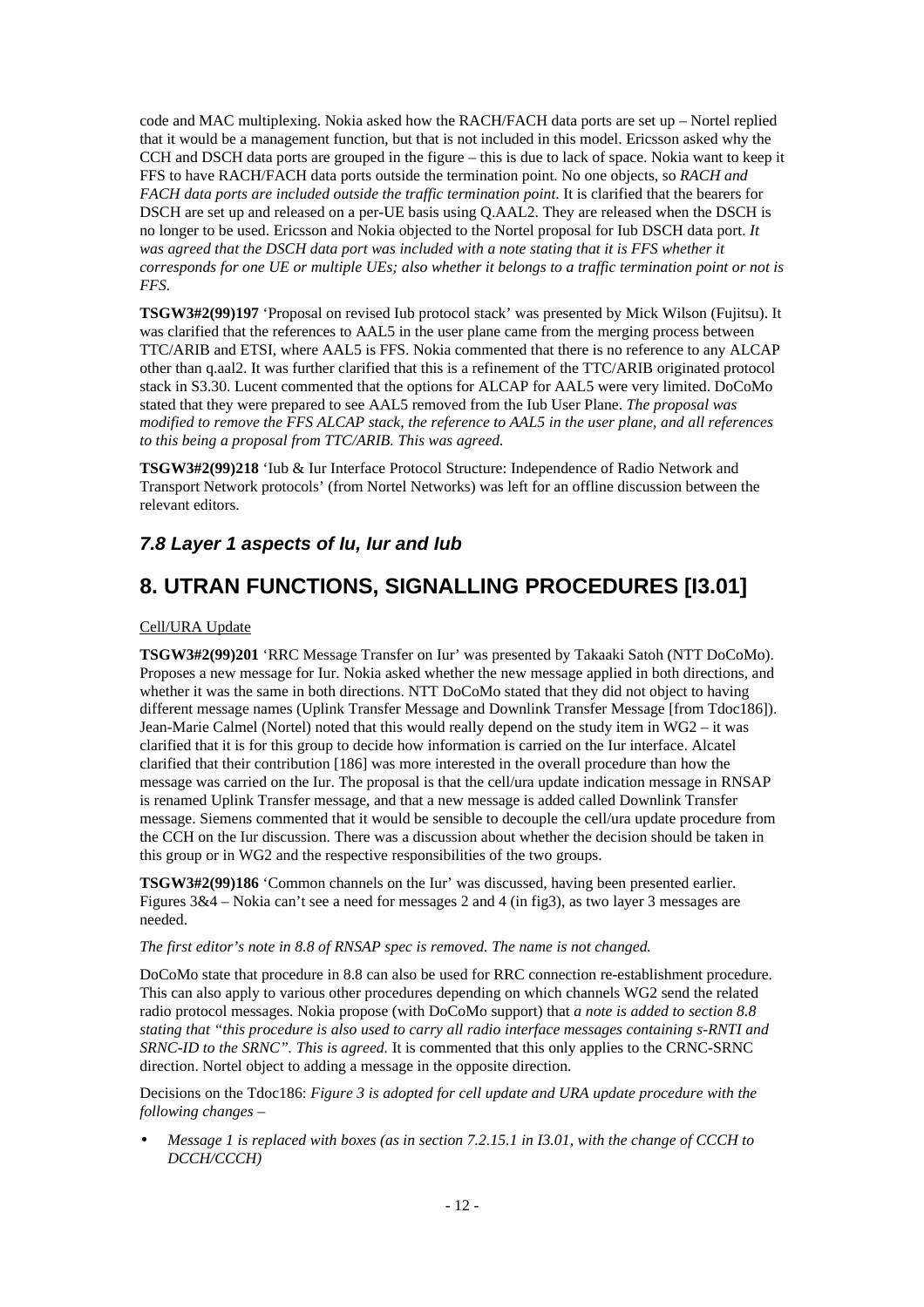code and MAC multiplexing. Nokia asked how the RACH/FACH data ports are set up – Nortel replied that it would be a management function, but that is not included in this model. Ericsson asked why the CCH and DSCH data ports are grouped in the figure – this is due to lack of space. Nokia want to keep it FFS to have RACH/FACH data ports outside the termination point. No one objects, so *RACH and FACH data ports are included outside the traffic termination point*. It is clarified that the bearers for DSCH are set up and released on a per-UE basis using Q.AAL2. They are released when the DSCH is no longer to be used. Ericsson and Nokia objected to the Nortel proposal for Iub DSCH data port. *It was agreed that the DSCH data port was included with a note stating that it is FFS whether it corresponds for one UE or multiple UEs; also whether it belongs to a traffic termination point or not is FFS.*

**TSGW3#2(99)197** 'Proposal on revised Iub protocol stack' was presented by Mick Wilson (Fujitsu). It was clarified that the references to AAL5 in the user plane came from the merging process between TTC/ARIB and ETSI, where AAL5 is FFS. Nokia commented that there is no reference to any ALCAP other than q.aal2. It was further clarified that this is a refinement of the TTC/ARIB originated protocol stack in S3.30. Lucent commented that the options for ALCAP for AAL5 were very limited. DoCoMo stated that they were prepared to see AAL5 removed from the Iub User Plane. *The proposal was modified to remove the FFS ALCAP stack, the reference to AAL5 in the user plane, and all references to this being a proposal from TTC/ARIB. This was agreed.*

**TSGW3#2(99)218** 'Iub & Iur Interface Protocol Structure: Independence of Radio Network and Transport Network protocols' (from Nortel Networks) was left for an offline discussion between the relevant editors.

### *7.8 Layer 1 aspects of Iu, Iur and Iub*

## 8. UTRAN FUNCTIONS, SIGNALLING PROCEDURES [I3.01]

<u>Cell/URA Update</u>

**TSGW3#2(99)201** 'RRC Message Transfer on Iur' was presented by Takaaki Satoh (NTT DoCoMo). Proposes a new message for Iur. Nokia asked whether the new message applied in both directions, and whether it was the same in both directions. NTT DoCoMo stated that they did not object to having different message names (Uplink Transfer Message and Downlink Transfer Message [from Tdoc186]). Jean-Marie Calmel (Nortel) noted that this would really depend on the study item in WG2 – it was clarified that it is for this group to decide how information is carried on the Iur interface. Alcatel clarified that their contribution [186] was more interested in the overall procedure than how the message was carried on the Iur. The proposal is that the cell/ura update indication message in RNSAP is renamed Uplink Transfer message, and that a new message is added called Downlink Transfer message. Siemens commented that it would be sensible to decouple the cell/ura update procedure from the CCH on the Iur discussion. There was a discussion about whether the decision should be taken in this group or in WG2 and the respective responsibilities of the two groups.

**TSGW3#2(99)186** 'Common channels on the Iur' was discussed, having been presented earlier. Figures 3&4 – Nokia can't see a need for messages 2 and 4 (in fig3), as two layer 3 messages are needed.

*The first editor's note in 8.8 of RNSAP spec is removed. The name is not changed.*

DoCoMo state that procedure in 8.8 can also be used for RRC connection re-establishment procedure. This can also apply to various other procedures depending on which channels WG2 send the related radio protocol messages. Nokia propose (with DoCoMo support) that *a note is added to section 8.8 stating that "this procedure is also used to carry all radio interface messages containing s-RNTI and SRNC-ID to the SRNC". This is agreed.* It is commented that this only applies to the CRNC-SRNC direction. Nortel object to adding a message in the opposite direction.

Decisions on the Tdoc186: *Figure 3 is adopted for cell update and URA update procedure with the following changes –*

- *Message 1 is replaced with boxes (as in section 7.2.15.1 in I3.01, with the change of CCCH to DCCH/CCCH)*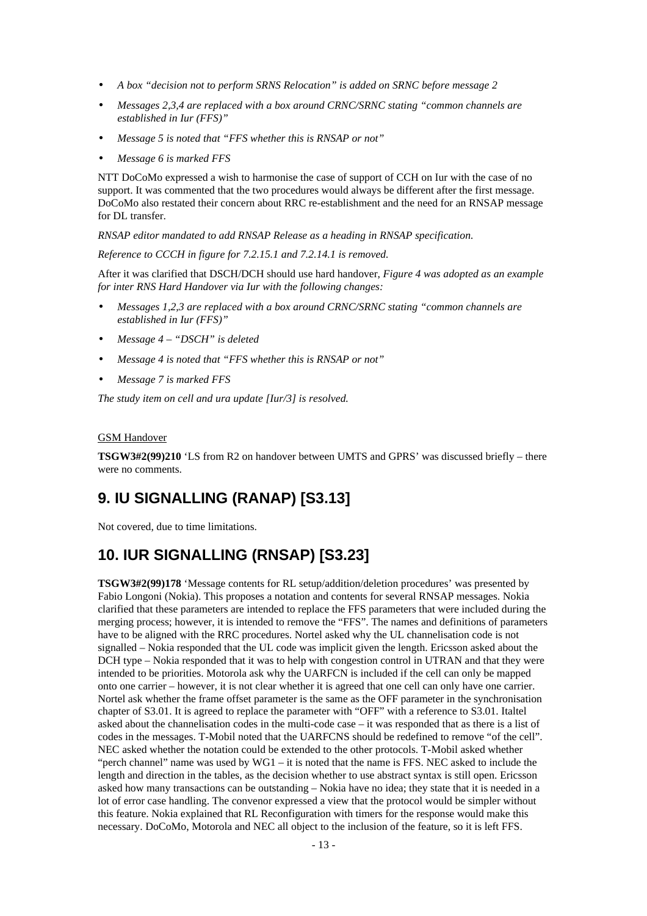- *A box "decision not to perform SRNS Relocation" is added on SRNC before message 2*
- *Messages 2,3,4 are replaced with a box around CRNC/SRNC stating "common channels are established in Iur (FFS)"*
- *Message 5 is noted that "FFS whether this is RNSAP or not"*
- *Message 6 is marked FFS*

NTT DoCoMo expressed a wish to harmonise the case of support of CCH on Iur with the case of no support. It was commented that the two procedures would always be different after the first message. DoCoMo also restated their concern about RRC re-establishment and the need for an RNSAP message for DL transfer.

*RNSAP editor mandated to add RNSAP Release as a heading in RNSAP specification.*

*Reference to CCCH in figure for 7.2.15.1 and 7.2.14.1 is removed.*

After it was clarified that DSCH/DCH should use hard handover, *Figure 4 was adopted as an example for inter RNS Hard Handover via Iur with the following changes:*

- *Messages 1,2,3 are replaced with a box around CRNC/SRNC stating "common channels are established in Iur (FFS)"*
- *Message 4 – "DSCH" is deleted*
- *Message 4 is noted that "FFS whether this is RNSAP or not"*
- *Message 7 is marked FFS*

*The study item on cell and ura update [Iur/3] is resolved.*

<u>GSM Handover</u>

**TSGW3#2(99)210** 'LS from R2 on handover between UMTS and GPRS' was discussed briefly – there were no comments.

# 9. IU SIGNALLING (RANAP) [S3.13]

Not covered, due to time limitations.

# 10. IUR SIGNALLING (RNSAP) [S3.23]

**TSGW3#2(99)178** 'Message contents for RL setup/addition/deletion procedures' was presented by Fabio Longoni (Nokia). This proposes a notation and contents for several RNSAP messages. Nokia clarified that these parameters are intended to replace the FFS parameters that were included during the merging process; however, it is intended to remove the "FFS". The names and definitions of parameters have to be aligned with the RRC procedures. Nortel asked why the UL channelisation code is not signalled – Nokia responded that the UL code was implicit given the length. Ericsson asked about the DCH type – Nokia responded that it was to help with congestion control in UTRAN and that they were intended to be priorities. Motorola ask why the UARFCN is included if the cell can only be mapped onto one carrier – however, it is not clear whether it is agreed that one cell can only have one carrier. Nortel ask whether the frame offset parameter is the same as the OFF parameter in the synchronisation chapter of S3.01. It is agreed to replace the parameter with "OFF" with a reference to S3.01. Italtel asked about the channelisation codes in the multi-code case – it was responded that as there is a list of codes in the messages. T-Mobil noted that the UARFCNS should be redefined to remove "of the cell". NEC asked whether the notation could be extended to the other protocols. T-Mobil asked whether "perch channel" name was used by WG1 – it is noted that the name is FFS. NEC asked to include the length and direction in the tables, as the decision whether to use abstract syntax is still open. Ericsson asked how many transactions can be outstanding – Nokia have no idea; they state that it is needed in a lot of error case handling. The convenor expressed a view that the protocol would be simpler without this feature. Nokia explained that RL Reconfiguration with timers for the response would make this necessary. DoCoMo, Motorola and NEC all object to the inclusion of the feature, so it is left FFS.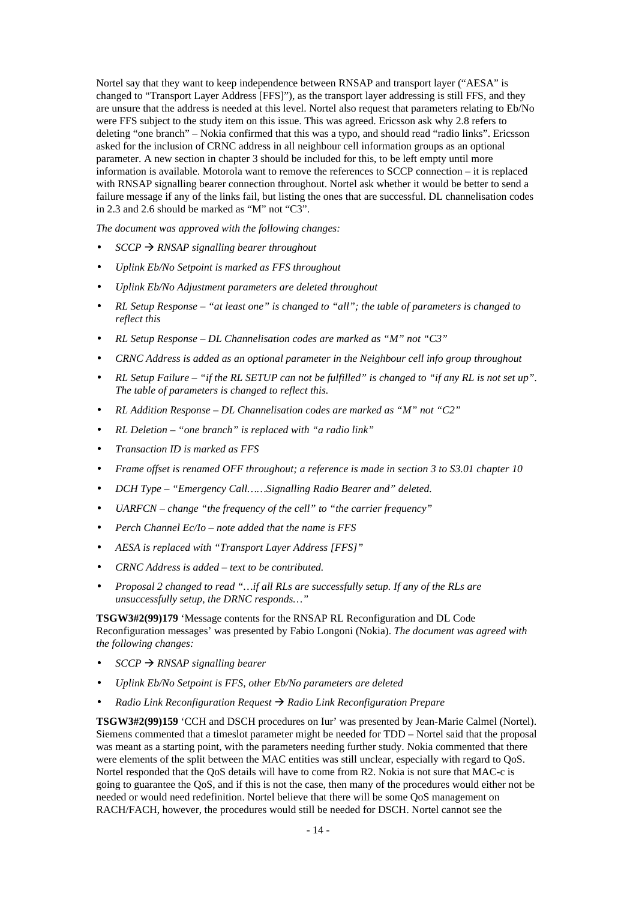Nortel say that they want to keep independence between RNSAP and transport layer ("AESA" is changed to "Transport Layer Address [FFS]"), as the transport layer addressing is still FFS, and they are unsure that the address is needed at this level. Nortel also request that parameters relating to Eb/No were FFS subject to the study item on this issue. This was agreed. Ericsson ask why 2.8 refers to deleting "one branch" – Nokia confirmed that this was a typo, and should read "radio links". Ericsson asked for the inclusion of CRNC address in all neighbour cell information groups as an optional parameter. A new section in chapter 3 should be included for this, to be left empty until more information is available. Motorola want to remove the references to SCCP connection – it is replaced with RNSAP signalling bearer connection throughout. Nortel ask whether it would be better to send a failure message if any of the links fail, but listing the ones that are successful. DL channelisation codes in 2.3 and 2.6 should be marked as "M" not "C3".

*The document was approved with the following changes:*

- *SCCP → RNSAP signalling bearer throughout*
- *Uplink Eb/No Setpoint is marked as FFS throughout*
- *Uplink Eb/No Adjustment parameters are deleted throughout*
- *RL Setup Response – "at least one" is changed to "all"; the table of parameters is changed to reflect this*
- *RL Setup Response – DL Channelisation codes are marked as "M" not "C3"*
- *CRNC Address is added as an optional parameter in the Neighbour cell info group throughout*
- *RL Setup Failure – "if the RL SETUP can not be fulfilled" is changed to "if any RL is not set up". The table of parameters is changed to reflect this.*
- *RL Addition Response – DL Channelisation codes are marked as "M" not "C2"*
- *RL Deletion – "one branch" is replaced with "a radio link"*
- *Transaction ID is marked as FFS*
- *Frame offset is renamed OFF throughout; a reference is made in section 3 to S3.01 chapter 10*
- *DCH Type – "Emergency Call……Signalling Radio Bearer and" deleted.*
- *UARFCN – change "the frequency of the cell" to "the carrier frequency"*
- *Perch Channel Ec/Io – note added that the name is FFS*
- *AESA is replaced with "Transport Layer Address [FFS]"*
- *CRNC Address is added – text to be contributed.*
- *Proposal 2 changed to read "…if all RLs are successfully setup. If any of the RLs are unsuccessfully setup, the DRNC responds…"*

**TSGW3#2(99)179** 'Message contents for the RNSAP RL Reconfiguration and DL Code Reconfiguration messages' was presented by Fabio Longoni (Nokia). *The document was agreed with the following changes:*

- *SCCP → RNSAP signalling bearer*
- *Uplink Eb/No Setpoint is FFS, other Eb/No parameters are deleted*
- *Radio Link Reconfiguration Request → Radio Link Reconfiguration Prepare*

**TSGW3#2(99)159** 'CCH and DSCH procedures on Iur' was presented by Jean-Marie Calmel (Nortel). Siemens commented that a timeslot parameter might be needed for TDD – Nortel said that the proposal was meant as a starting point, with the parameters needing further study. Nokia commented that there were elements of the split between the MAC entities was still unclear, especially with regard to QoS. Nortel responded that the QoS details will have to come from R2. Nokia is not sure that MAC-c is going to guarantee the QoS, and if this is not the case, then many of the procedures would either not be needed or would need redefinition. Nortel believe that there will be some QoS management on RACH/FACH, however, the procedures would still be needed for DSCH. Nortel cannot see the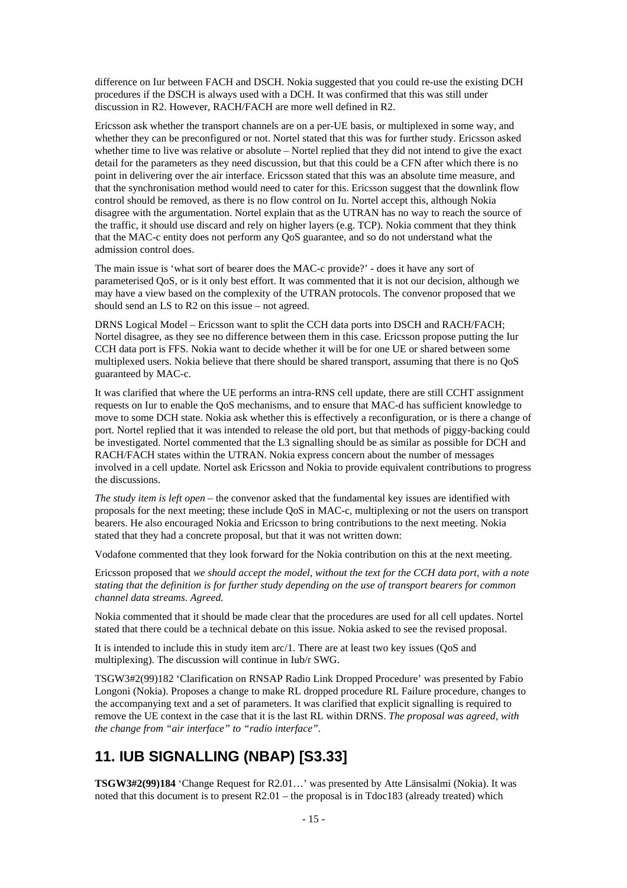difference on Iur between FACH and DSCH. Nokia suggested that you could re-use the existing DCH procedures if the DSCH is always used with a DCH. It was confirmed that this was still under discussion in R2. However, RACH/FACH are more well defined in R2.

Ericsson ask whether the transport channels are on a per-UE basis, or multiplexed in some way, and whether they can be preconfigured or not. Nortel stated that this was for further study. Ericsson asked whether time to live was relative or absolute – Nortel replied that they did not intend to give the exact detail for the parameters as they need discussion, but that this could be a CFN after which there is no point in delivering over the air interface. Ericsson stated that this was an absolute time measure, and that the synchronisation method would need to cater for this. Ericsson suggest that the downlink flow control should be removed, as there is no flow control on Iu. Nortel accept this, although Nokia disagree with the argumentation. Nortel explain that as the UTRAN has no way to reach the source of the traffic, it should use discard and rely on higher layers (e.g. TCP). Nokia comment that they think that the MAC-c entity does not perform any QoS guarantee, and so do not understand what the admission control does.

The main issue is 'what sort of bearer does the MAC-c provide?' - does it have any sort of parameterised QoS, or is it only best effort. It was commented that it is not our decision, although we may have a view based on the complexity of the UTRAN protocols. The convenor proposed that we should send an LS to R2 on this issue – not agreed.

DRNS Logical Model – Ericsson want to split the CCH data ports into DSCH and RACH/FACH; Nortel disagree, as they see no difference between them in this case. Ericsson propose putting the Iur CCH data port is FFS. Nokia want to decide whether it will be for one UE or shared between some multiplexed users. Nokia believe that there should be shared transport, assuming that there is no QoS guaranteed by MAC-c.

It was clarified that where the UE performs an intra-RNS cell update, there are still CCHT assignment requests on Iur to enable the QoS mechanisms, and to ensure that MAC-d has sufficient knowledge to move to some DCH state. Nokia ask whether this is effectively a reconfiguration, or is there a change of port. Nortel replied that it was intended to release the old port, but that methods of piggy-backing could be investigated. Nortel commented that the L3 signalling should be as similar as possible for DCH and RACH/FACH states within the UTRAN. Nokia express concern about the number of messages involved in a cell update. Nortel ask Ericsson and Nokia to provide equivalent contributions to progress the discussions.

*The study item is left open* – the convenor asked that the fundamental key issues are identified with proposals for the next meeting; these include QoS in MAC-c, multiplexing or not the users on transport bearers. He also encouraged Nokia and Ericsson to bring contributions to the next meeting. Nokia stated that they had a concrete proposal, but that it was not written down:

Vodafone commented that they look forward for the Nokia contribution on this at the next meeting.

Ericsson proposed that *we should accept the model, without the text for the CCH data port, with a note stating that the definition is for further study depending on the use of transport bearers for common channel data streams. Agreed.*

Nokia commented that it should be made clear that the procedures are used for all cell updates. Nortel stated that there could be a technical debate on this issue. Nokia asked to see the revised proposal.

It is intended to include this in study item arc/1. There are at least two key issues (QoS and multiplexing). The discussion will continue in Iub/r SWG.

TSGW3#2(99)182 'Clarification on RNSAP Radio Link Dropped Procedure' was presented by Fabio Longoni (Nokia). Proposes a change to make RL dropped procedure RL Failure procedure, changes to the accompanying text and a set of parameters. It was clarified that explicit signalling is required to remove the UE context in the case that it is the last RL within DRNS. *The proposal was agreed, with the change from "air interface" to "radio interface".*

# 11. IUB SIGNALLING (NBAP) [S3.33]

**TSGW3#2(99)184** 'Change Request for R2.01…' was presented by Atte Länsisalmi (Nokia). It was noted that this document is to present R2.01 – the proposal is in Tdoc183 (already treated) which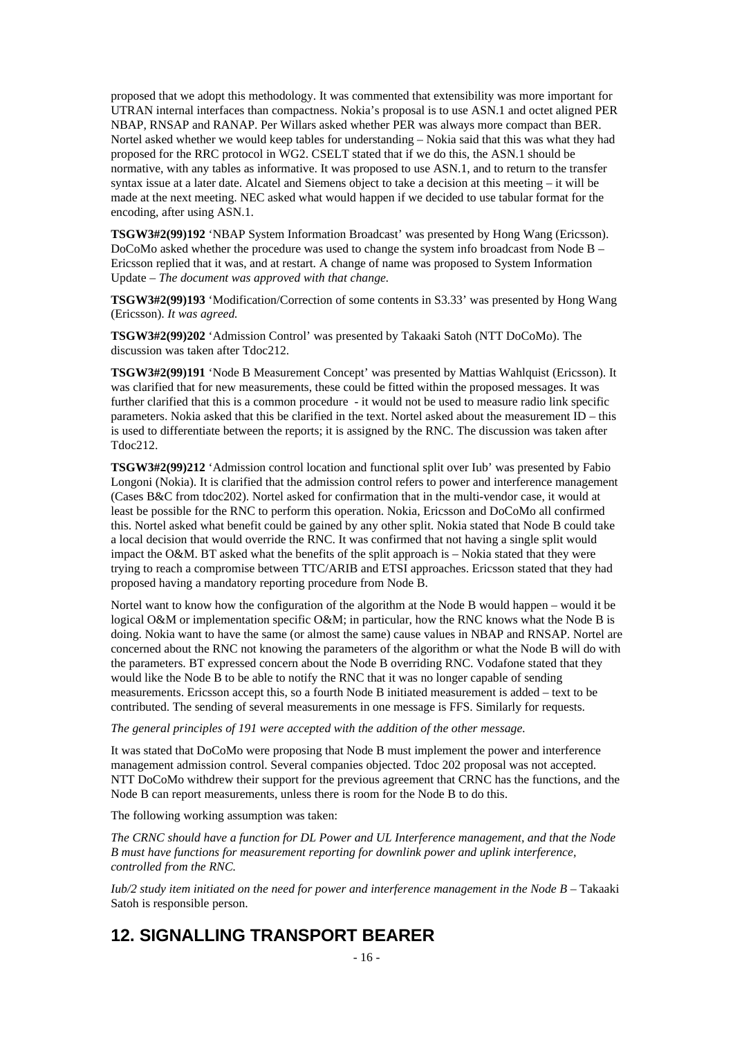proposed that we adopt this methodology. It was commented that extensibility was more important for UTRAN internal interfaces than compactness. Nokia's proposal is to use ASN.1 and octet aligned PER NBAP, RNSAP and RANAP. Per Willars asked whether PER was always more compact than BER. Nortel asked whether we would keep tables for understanding – Nokia said that this was what they had proposed for the RRC protocol in WG2. CSELT stated that if we do this, the ASN.1 should be normative, with any tables as informative. It was proposed to use ASN.1, and to return to the transfer syntax issue at a later date. Alcatel and Siemens object to take a decision at this meeting – it will be made at the next meeting. NEC asked what would happen if we decided to use tabular format for the encoding, after using ASN.1.

**TSGW3#2(99)192** 'NBAP System Information Broadcast' was presented by Hong Wang (Ericsson). DoCoMo asked whether the procedure was used to change the system info broadcast from Node B – Ericsson replied that it was, and at restart. A change of name was proposed to System Information Update – *The document was approved with that change.*

**TSGW3#2(99)193** 'Modification/Correction of some contents in S3.33' was presented by Hong Wang (Ericsson). *It was agreed.*

**TSGW3#2(99)202** 'Admission Control' was presented by Takaaki Satoh (NTT DoCoMo). The discussion was taken after Tdoc212.

**TSGW3#2(99)191** 'Node B Measurement Concept' was presented by Mattias Wahlquist (Ericsson). It was clarified that for new measurements, these could be fitted within the proposed messages. It was further clarified that this is a common procedure - it would not be used to measure radio link specific parameters. Nokia asked that this be clarified in the text. Nortel asked about the measurement ID – this is used to differentiate between the reports; it is assigned by the RNC. The discussion was taken after Tdoc212.

**TSGW3#2(99)212** 'Admission control location and functional split over Iub' was presented by Fabio Longoni (Nokia). It is clarified that the admission control refers to power and interference management (Cases B&C from tdoc202). Nortel asked for confirmation that in the multi-vendor case, it would at least be possible for the RNC to perform this operation. Nokia, Ericsson and DoCoMo all confirmed this. Nortel asked what benefit could be gained by any other split. Nokia stated that Node B could take a local decision that would override the RNC. It was confirmed that not having a single split would impact the O&M. BT asked what the benefits of the split approach is – Nokia stated that they were trying to reach a compromise between TTC/ARIB and ETSI approaches. Ericsson stated that they had proposed having a mandatory reporting procedure from Node B.

Nortel want to know how the configuration of the algorithm at the Node B would happen – would it be logical O&M or implementation specific O&M; in particular, how the RNC knows what the Node B is doing. Nokia want to have the same (or almost the same) cause values in NBAP and RNSAP. Nortel are concerned about the RNC not knowing the parameters of the algorithm or what the Node B will do with the parameters. BT expressed concern about the Node B overriding RNC. Vodafone stated that they would like the Node B to be able to notify the RNC that it was no longer capable of sending measurements. Ericsson accept this, so a fourth Node B initiated measurement is added – text to be contributed. The sending of several measurements in one message is FFS. Similarly for requests.

*The general principles of 191 were accepted with the addition of the other message.*

It was stated that DoCoMo were proposing that Node B must implement the power and interference management admission control. Several companies objected. Tdoc 202 proposal was not accepted. NTT DoCoMo withdrew their support for the previous agreement that CRNC has the functions, and the Node B can report measurements, unless there is room for the Node B to do this.

The following working assumption was taken:

*The CRNC should have a function for DL Power and UL Interference management, and that the Node B must have functions for measurement reporting for downlink power and uplink interference, controlled from the RNC.*

*Iub/2 study item initiated on the need for power and interference management in the Node B* – Takaaki Satoh is responsible person.

# 12. SIGNALLING TRANSPORT BEARER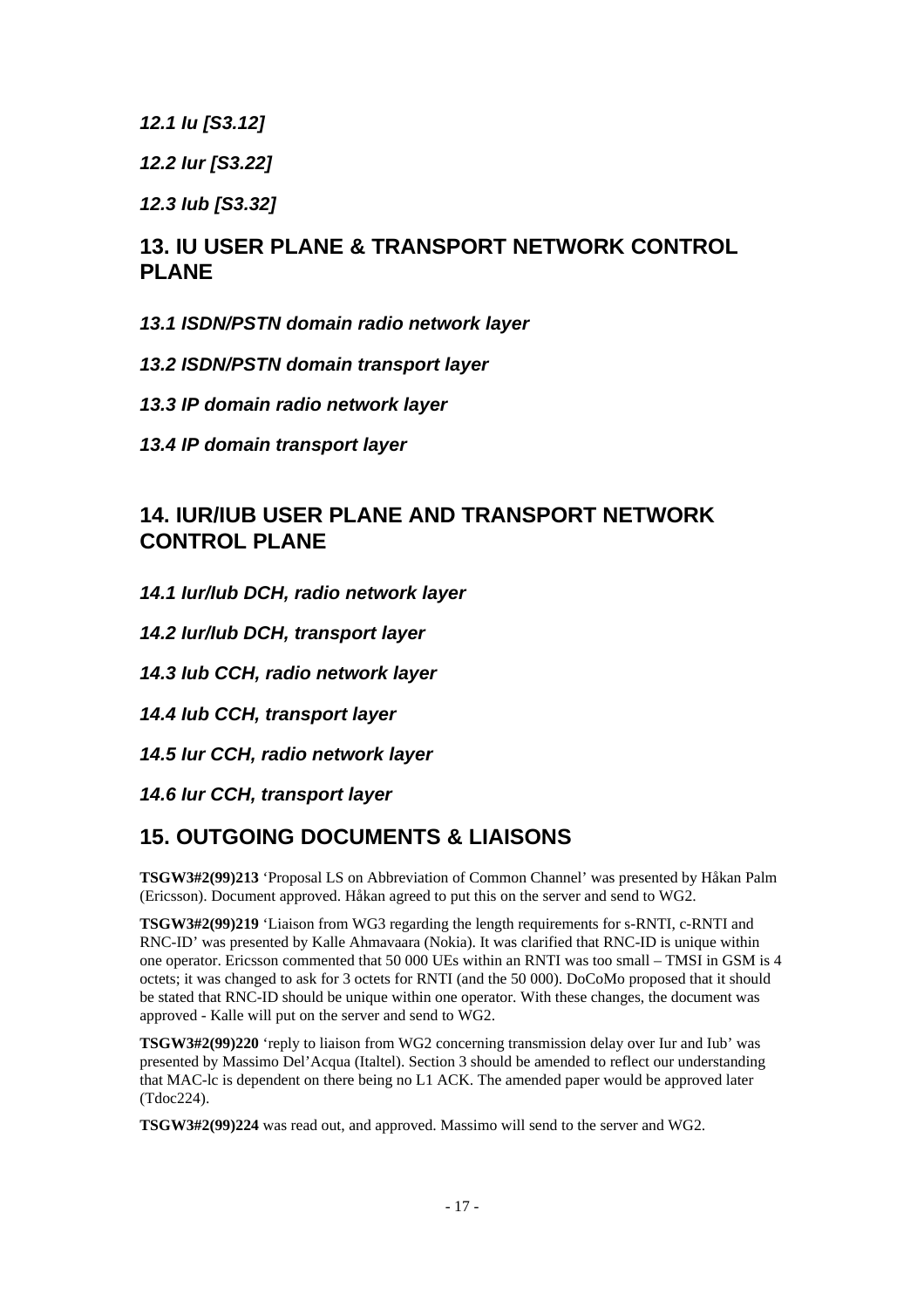### *12.1 Iu [S3.12]*

### *12.2 Iur [S3.22]*

### *12.3 Iub [S3.32]*

## 13. IU USER PLANE & TRANSPORT NETWORK CONTROL PLANE

### *13.1 ISDN/PSTN domain radio network layer*

### *13.2 ISDN/PSTN domain transport layer*

### *13.3 IP domain radio network layer*

### *13.4 IP domain transport layer*

## 14. IUR/IUB USER PLANE AND TRANSPORT NETWORK CONTROL PLANE

### *14.1 Iur/Iub DCH, radio network layer*

### *14.2 Iur/Iub DCH, transport layer*

### *14.3 Iub CCH, radio network layer*

### *14.4 Iub CCH, transport layer*

### *14.5 Iur CCH, radio network layer*

### *14.6 Iur CCH, transport layer*

## 15. OUTGOING DOCUMENTS & LIAISONS

**TSGW3#2(99)213** 'Proposal LS on Abbreviation of Common Channel' was presented by Håkan Palm (Ericsson). Document approved. Håkan agreed to put this on the server and send to WG2.

**TSGW3#2(99)219** 'Liaison from WG3 regarding the length requirements for s-RNTI, c-RNTI and RNC-ID' was presented by Kalle Ahmavaara (Nokia). It was clarified that RNC-ID is unique within one operator. Ericsson commented that 50 000 UEs within an RNTI was too small – TMSI in GSM is 4 octets; it was changed to ask for 3 octets for RNTI (and the 50 000). DoCoMo proposed that it should be stated that RNC-ID should be unique within one operator. With these changes, the document was approved - Kalle will put on the server and send to WG2.

**TSGW3#2(99)220** 'reply to liaison from WG2 concerning transmission delay over Iur and Iub' was presented by Massimo Del'Acqua (Italtel). Section 3 should be amended to reflect our understanding that MAC-lc is dependent on there being no L1 ACK. The amended paper would be approved later (Tdoc224).

**TSGW3#2(99)224** was read out, and approved. Massimo will send to the server and WG2.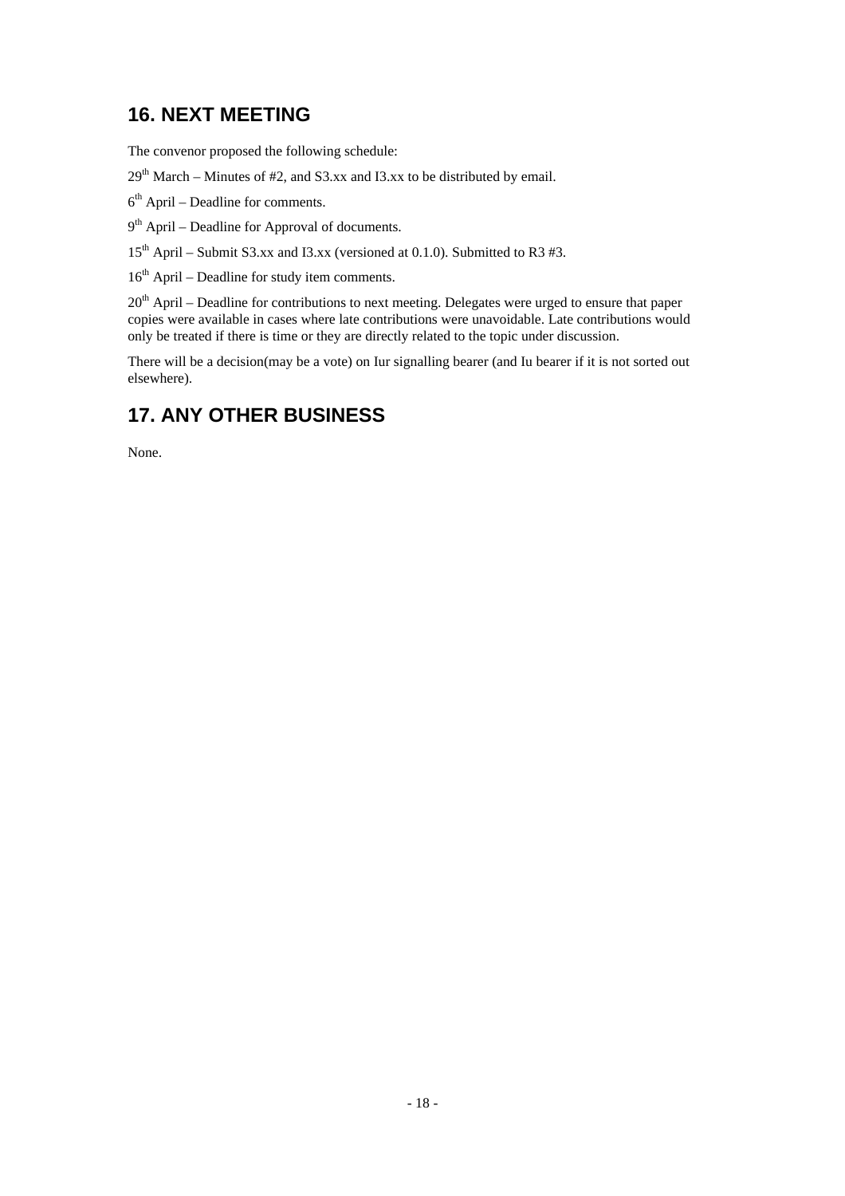## 16. NEXT MEETING

The convenor proposed the following schedule:

29th March – Minutes of #2, and S3.xx and I3.xx to be distributed by email.

6th April – Deadline for comments.

9th April – Deadline for Approval of documents.

15th April – Submit S3.xx and I3.xx (versioned at 0.1.0). Submitted to R3 #3.

16th April – Deadline for study item comments.

20th April – Deadline for contributions to next meeting. Delegates were urged to ensure that paper copies were available in cases where late contributions were unavoidable. Late contributions would only be treated if there is time or they are directly related to the topic under discussion.

There will be a decision(may be a vote) on Iur signalling bearer (and Iu bearer if it is not sorted out elsewhere).

## 17. ANY OTHER BUSINESS

None.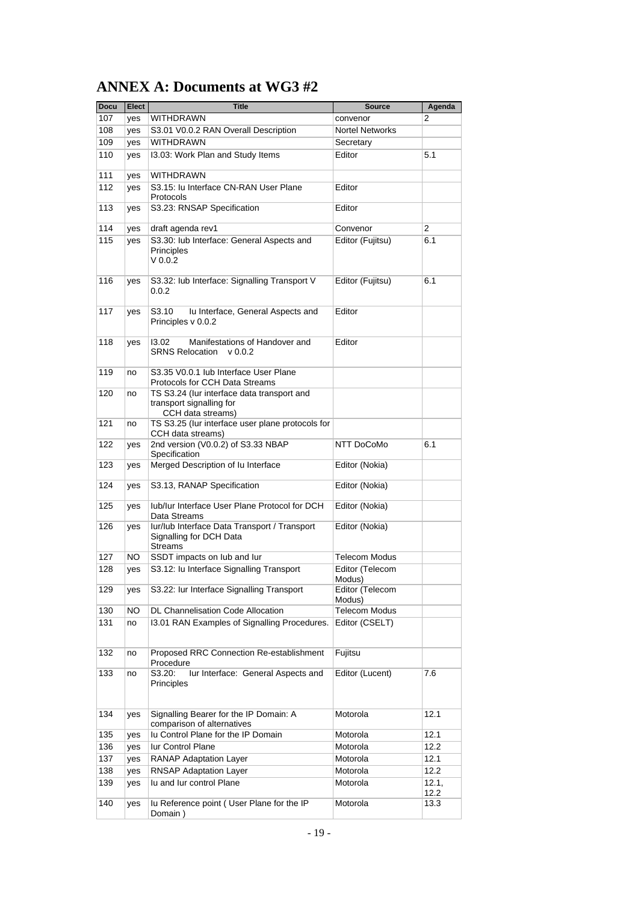# ANNEX A: Documents at WG3 #2

| Docu | Elect | Title | Source | Agenda |
|---|---|---|---|---|
| 107 | yes | WITHDRAWN | convenor | 2 |
| 108 | yes | S3.01 V0.0.2 RAN Overall Description | Nortel Networks | |
| 109 | yes | WITHDRAWN | Secretary | |
| 110 | yes | I3.03: Work Plan and Study Items | Editor | 5.1 |
| 111 | yes | WITHDRAWN | | |
| 112 | yes | S3.15: Iu Interface CN-RAN User Plane Protocols | Editor | |
| 113 | yes | S3.23: RNSAP Specification | Editor | |
| 114 | yes | draft agenda rev1 | Convenor | 2 |
| 115 | yes | S3.30: Iub Interface: General Aspects and Principles V 0.0.2 | Editor (Fujitsu) | 6.1 |
| 116 | yes | S3.32: Iub Interface: Signalling Transport V 0.0.2 | Editor (Fujitsu) | 6.1 |
| 117 | yes | S3.10 Iu Interface, General Aspects and Principles v 0.0.2 | Editor | |
| 118 | yes | I3.02 Manifestations of Handover and SRNS Relocation v 0.0.2 | Editor | |
| 119 | no | S3.35 V0.0.1 Iub Interface User Plane Protocols for CCH Data Streams | | |
| 120 | no | TS S3.24 (Iur interface data transport and transport signalling for CCH data streams) | | |
| 121 | no | TS S3.25 (Iur interface user plane protocols for CCH data streams) | | |
| 122 | yes | 2nd version (V0.0.2) of S3.33 NBAP Specification | NTT DoCoMo | 6.1 |
| 123 | yes | Merged Description of Iu Interface | Editor (Nokia) | |
| 124 | yes | S3.13, RANAP Specification | Editor (Nokia) | |
| 125 | yes | Iub/Iur Interface User Plane Protocol for DCH Data Streams | Editor (Nokia) | |
| 126 | yes | Iur/Iub Interface Data Transport / Transport Signalling for DCH Data Streams | Editor (Nokia) | |
| 127 | NO | SSDT impacts on Iub and Iur | Telecom Modus | |
| 128 | yes | S3.12: Iu Interface Signalling Transport | Editor (Telecom Modus) | |
| 129 | yes | S3.22: Iur Interface Signalling Transport | Editor (Telecom Modus) | |
| 130 | NO | DL Channelisation Code Allocation | Telecom Modus | |
| 131 | no | I3.01 RAN Examples of Signalling Procedures. | Editor (CSELT) | |
| 132 | no | Proposed RRC Connection Re-establishment Procedure | Fujitsu | |
| 133 | no | S3.20: Iur Interface: General Aspects and Principles | Editor (Lucent) | 7.6 |
| 134 | yes | Signalling Bearer for the IP Domain: A comparison of alternatives | Motorola | 12.1 |
| 135 | yes | Iu Control Plane for the IP Domain | Motorola | 12.1 |
| 136 | yes | Iur Control Plane | Motorola | 12.2 |
| 137 | yes | RANAP Adaptation Layer | Motorola | 12.1 |
| 138 | yes | RNSAP Adaptation Layer | Motorola | 12.2 |
| 139 | yes | Iu and Iur control Plane | Motorola | 12.1, 12.2 |
| 140 | yes | Iu Reference point ( User Plane for the IP Domain ) | Motorola | 13.3 |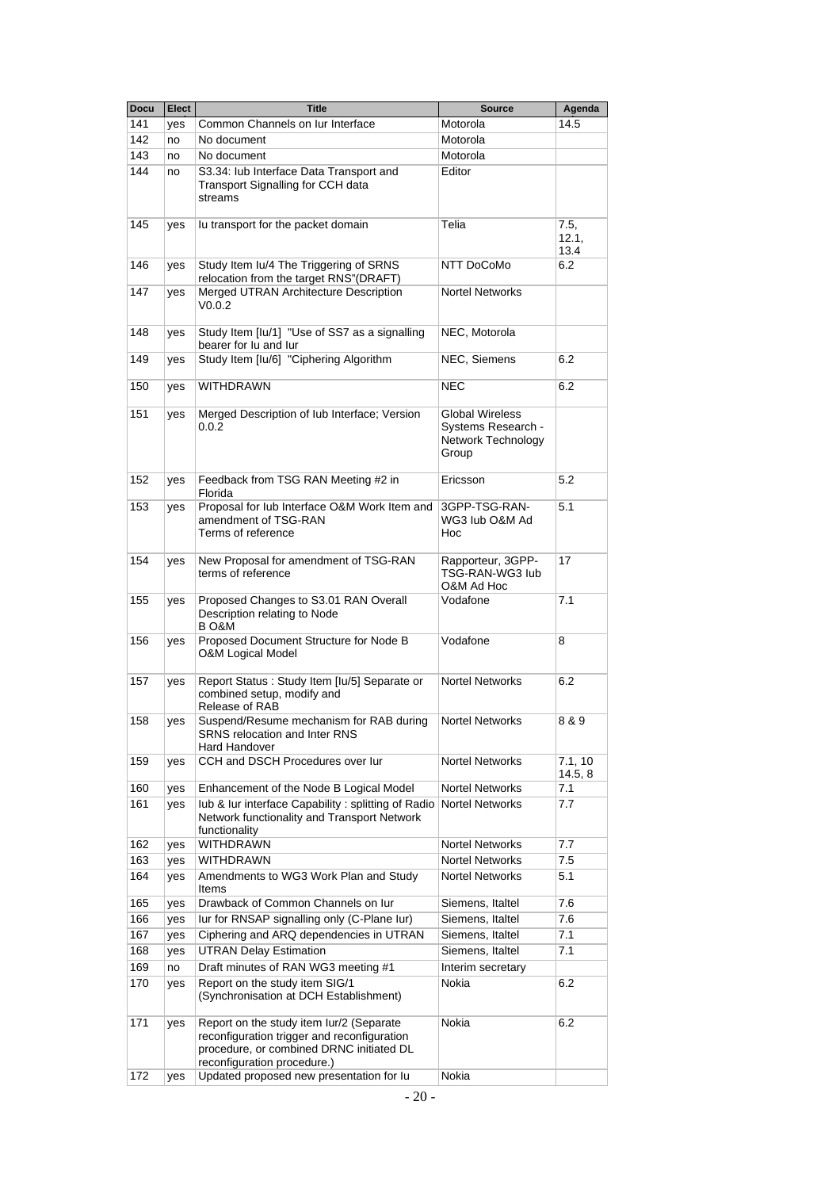| Docu | Elect | Title | Source | Agenda |
|---|---|---|---|---|
| 141 | yes | Common Channels on Iur Interface | Motorola | 14.5 |
| 142 | no | No document | Motorola | |
| 143 | no | No document | Motorola | |
| 144 | no | S3.34: Iub Interface Data Transport and Transport Signalling for CCH data streams | Editor | |
| 145 | yes | Iu transport for the packet domain | Telia | 7.5, 12.1, 13.4 |
| 146 | yes | Study Item Iu/4 The Triggering of SRNS relocation from the target RNS"(DRAFT) | NTT DoCoMo | 6.2 |
| 147 | yes | Merged UTRAN Architecture Description V0.0.2 | Nortel Networks | |
| 148 | yes | Study Item [Iu/1] "Use of SS7 as a signalling bearer for Iu and Iur | NEC, Motorola | |
| 149 | yes | Study Item [Iu/6] "Ciphering Algorithm | NEC, Siemens | 6.2 |
| 150 | yes | WITHDRAWN | NEC | 6.2 |
| 151 | yes | Merged Description of Iub Interface; Version 0.0.2 | Global Wireless Systems Research - Network Technology Group | |
| 152 | yes | Feedback from TSG RAN Meeting #2 in Florida | Ericsson | 5.2 |
| 153 | yes | Proposal for Iub Interface O&M Work Item and amendment of TSG-RAN Terms of reference | 3GPP-TSG-RAN-WG3 Iub O&M Ad Hoc | 5.1 |
| 154 | yes | New Proposal for amendment of TSG-RAN terms of reference | Rapporteur, 3GPP-TSG-RAN-WG3 Iub O&M Ad Hoc | 17 |
| 155 | yes | Proposed Changes to S3.01 RAN Overall Description relating to Node B O&M | Vodafone | 7.1 |
| 156 | yes | Proposed Document Structure for Node B O&M Logical Model | Vodafone | 8 |
| 157 | yes | Report Status : Study Item [Iu/5] Separate or combined setup, modify and Release of RAB | Nortel Networks | 6.2 |
| 158 | yes | Suspend/Resume mechanism for RAB during SRNS relocation and Inter RNS Hard Handover | Nortel Networks | 8 & 9 |
| 159 | yes | CCH and DSCH Procedures over Iur | Nortel Networks | 7.1, 10 14.5, 8 |
| 160 | yes | Enhancement of the Node B Logical Model | Nortel Networks | 7.1 |
| 161 | yes | Iub & Iur interface Capability : splitting of Radio Network functionality and Transport Network functionality | Nortel Networks | 7.7 |
| 162 | yes | WITHDRAWN | Nortel Networks | 7.7 |
| 163 | yes | WITHDRAWN | Nortel Networks | 7.5 |
| 164 | yes | Amendments to WG3 Work Plan and Study Items | Nortel Networks | 5.1 |
| 165 | yes | Drawback of Common Channels on Iur | Siemens, Italtel | 7.6 |
| 166 | yes | Iur for RNSAP signalling only (C-Plane Iur) | Siemens, Italtel | 7.6 |
| 167 | yes | Ciphering and ARQ dependencies in UTRAN | Siemens, Italtel | 7.1 |
| 168 | yes | UTRAN Delay Estimation | Siemens, Italtel | 7.1 |
| 169 | no | Draft minutes of RAN WG3 meeting #1 | Interim secretary | |
| 170 | yes | Report on the study item SIG/1 (Synchronisation at DCH Establishment) | Nokia | 6.2 |
| 171 | yes | Report on the study item Iur/2 (Separate reconfiguration trigger and reconfiguration procedure, or combined DRNC initiated DL reconfiguration procedure.) | Nokia | 6.2 |
| 172 | yes | Updated proposed new presentation for Iu | Nokia | |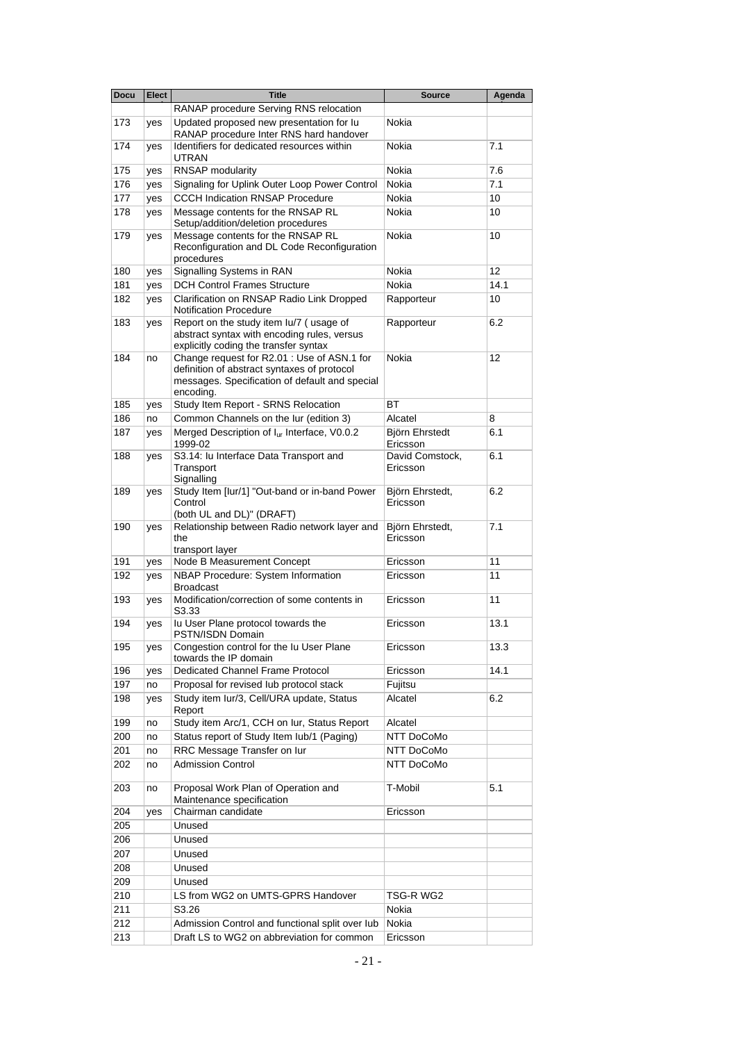| Docu | Elect | Title | Source | Agenda |
|---|---|---|---|---|
| | | RANAP procedure Serving RNS relocation | | |
| 173 | yes | Updated proposed new presentation for Iu RANAP procedure Inter RNS hard handover | Nokia | |
| 174 | yes | Identifiers for dedicated resources within UTRAN | Nokia | 7.1 |
| 175 | yes | RNSAP modularity | Nokia | 7.6 |
| 176 | yes | Signaling for Uplink Outer Loop Power Control | Nokia | 7.1 |
| 177 | yes | CCCH Indication RNSAP Procedure | Nokia | 10 |
| 178 | yes | Message contents for the RNSAP RL Setup/addition/deletion procedures | Nokia | 10 |
| 179 | yes | Message contents for the RNSAP RL Reconfiguration and DL Code Reconfiguration procedures | Nokia | 10 |
| 180 | yes | Signalling Systems in RAN | Nokia | 12 |
| 181 | yes | DCH Control Frames Structure | Nokia | 14.1 |
| 182 | yes | Clarification on RNSAP Radio Link Dropped Notification Procedure | Rapporteur | 10 |
| 183 | yes | Report on the study item Iu/7 ( usage of abstract syntax with encoding rules, versus explicitly coding the transfer syntax | Rapporteur | 6.2 |
| 184 | no | Change request for R2.01 : Use of ASN.1 for definition of abstract syntaxes of protocol messages. Specification of default and special encoding. | Nokia | 12 |
| 185 | yes | Study Item Report - SRNS Relocation | BT | |
| 186 | no | Common Channels on the Iur (edition 3) | Alcatel | 8 |
| 187 | yes | Merged Description of $I_{ur}$ Interface, V0.0.2 1999-02 | Björn Ehrstedt Ericsson | 6.1 |
| 188 | yes | S3.14: Iu Interface Data Transport and Transport Signalling | David Comstock, Ericsson | 6.1 |
| 189 | yes | Study Item [Iur/1] "Out-band or in-band Power Control (both UL and DL)" (DRAFT) | Björn Ehrstedt, Ericsson | 6.2 |
| 190 | yes | Relationship between Radio network layer and the transport layer | Björn Ehrstedt, Ericsson | 7.1 |
| 191 | yes | Node B Measurement Concept | Ericsson | 11 |
| 192 | yes | NBAP Procedure: System Information Broadcast | Ericsson | 11 |
| 193 | yes | Modification/correction of some contents in S3.33 | Ericsson | 11 |
| 194 | yes | Iu User Plane protocol towards the PSTN/ISDN Domain | Ericsson | 13.1 |
| 195 | yes | Congestion control for the Iu User Plane towards the IP domain | Ericsson | 13.3 |
| 196 | yes | Dedicated Channel Frame Protocol | Ericsson | 14.1 |
| 197 | no | Proposal for revised Iub protocol stack | Fujitsu | |
| 198 | yes | Study item Iur/3, Cell/URA update, Status Report | Alcatel | 6.2 |
| 199 | no | Study item Arc/1, CCH on Iur, Status Report | Alcatel | |
| 200 | no | Status report of Study Item Iub/1 (Paging) | NTT DoCoMo | |
| 201 | no | RRC Message Transfer on Iur | NTT DoCoMo | |
| 202 | no | Admission Control | NTT DoCoMo | |
| 203 | no | Proposal Work Plan of Operation and Maintenance specification | T-Mobil | 5.1 |
| 204 | yes | Chairman candidate | Ericsson | |
| 205 | | Unused | | |
| 206 | | Unused | | |
| 207 | | Unused | | |
| 208 | | Unused | | |
| 209 | | Unused | | |
| 210 | | LS from WG2 on UMTS-GPRS Handover | TSG-R WG2 | |
| 211 | | S3.26 | Nokia | |
| 212 | | Admission Control and functional split over Iub | Nokia | |
| 213 | | Draft LS to WG2 on abbreviation for common | Ericsson | |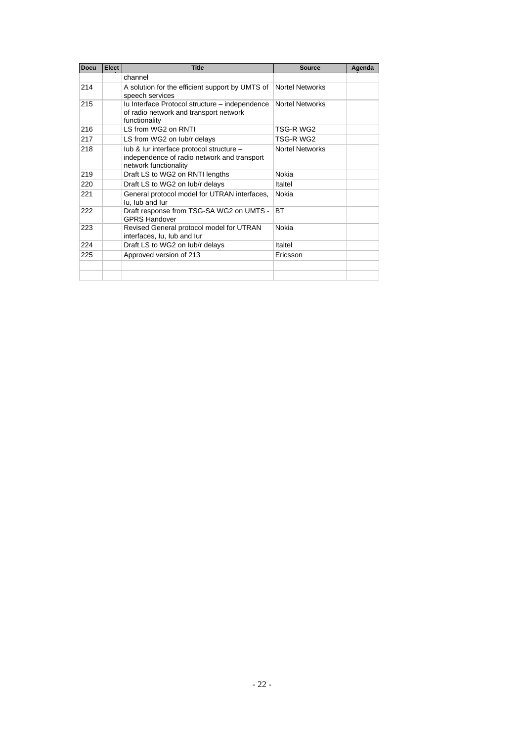| Docu | Elect | Title | Source | Agenda |
|---|---|---|---|---|
| | | channel | | |
| 214 | | A solution for the efficient support by UMTS of speech services | Nortel Networks | |
| 215 | | Iu Interface Protocol structure – independence of radio network and transport network functionality | Nortel Networks | |
| 216 | | LS from WG2 on RNTI | TSG-R WG2 | |
| 217 | | LS from WG2 on Iub/r delays | TSG-R WG2 | |
| 218 | | Iub & Iur interface protocol structure – independence of radio network and transport network functionality | Nortel Networks | |
| 219 | | Draft LS to WG2 on RNTI lengths | Nokia | |
| 220 | | Draft LS to WG2 on Iub/r delays | Italtel | |
| 221 | | General protocol model for UTRAN interfaces, Iu, Iub and Iur | Nokia | |
| 222 | | Draft response from TSG-SA WG2 on UMTS - GPRS Handover | BT | |
| 223 | | Revised General protocol model for UTRAN interfaces, Iu, Iub and Iur | Nokia | |
| 224 | | Draft LS to WG2 on Iub/r delays | Italtel | |
| 225 | | Approved version of 213 | Ericsson | |
| | | | | |
| | | | | |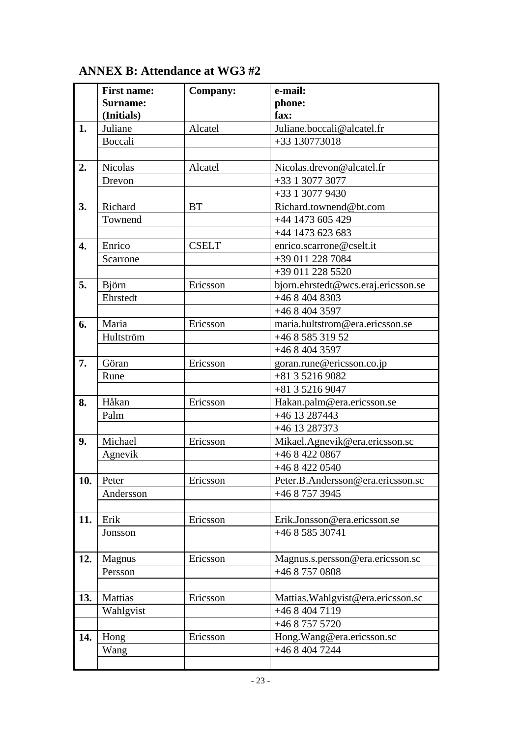## ANNEX B: Attendance at WG3 #2

| | First name:<br>Surname:<br>(Initials) | Company: | e-mail:<br>phone:<br>fax: |
|---|---|---|---|
| 1. | Juliane | Alcatel | Juliane.boccali@alcatel.fr |
| | Boccali | | +33 130773018 |
| | | | |
| 2. | Nicolas | Alcatel | Nicolas.drevon@alcatel.fr |
| | Drevon | | +33 1 3077 3077 |
| | | | +33 1 3077 9430 |
| 3. | Richard | BT | Richard.townend@bt.com |
| | Townend | | +44 1473 605 429 |
| | | | +44 1473 623 683 |
| 4. | Enrico | CSELT | enrico.scarrone@cselt.it |
| | Scarrone | | +39 011 228 7084 |
| | | | +39 011 228 5520 |
| 5. | Björn | Ericsson | bjorn.ehrstedt@wcs.eraj.ericsson.se |
| | Ehrstedt | | +46 8 404 8303 |
| | | | +46 8 404 3597 |
| 6. | Maria | Ericsson | maria.hultstrom@era.ericsson.se |
| | Hultström | | +46 8 585 319 52 |
| | | | +46 8 404 3597 |
| 7. | Göran | Ericsson | goran.rune@ericsson.co.jp |
| | Rune | | +81 3 5216 9082 |
| | | | +81 3 5216 9047 |
| 8. | Håkan | Ericsson | Hakan.palm@era.ericsson.se |
| | Palm | | +46 13 287443 |
| | | | +46 13 287373 |
| 9. | Michael | Ericsson | Mikael.Agnevik@era.ericsson.sc |
| | Agnevik | | +46 8 422 0867 |
| | | | +46 8 422 0540 |
| 10. | Peter | Ericsson | Peter.B.Andersson@era.ericsson.sc |
| | Andersson | | +46 8 757 3945 |
| | | | |
| 11. | Erik | Ericsson | Erik.Jonsson@era.ericsson.se |
| | Jonsson | | +46 8 585 30741 |
| | | | |
| 12. | Magnus | Ericsson | Magnus.s.persson@era.ericsson.sc |
| | Persson | | +46 8 757 0808 |
| | | | |
| 13. | Mattias | Ericsson | Mattias.Wahlgvist@era.ericsson.sc |
| | Wahlgvist | | +46 8 404 7119 |
| | | | +46 8 757 5720 |
| 14. | Hong | Ericsson | Hong.Wang@era.ericsson.sc |
| | Wang | | +46 8 404 7244 |
| | | | |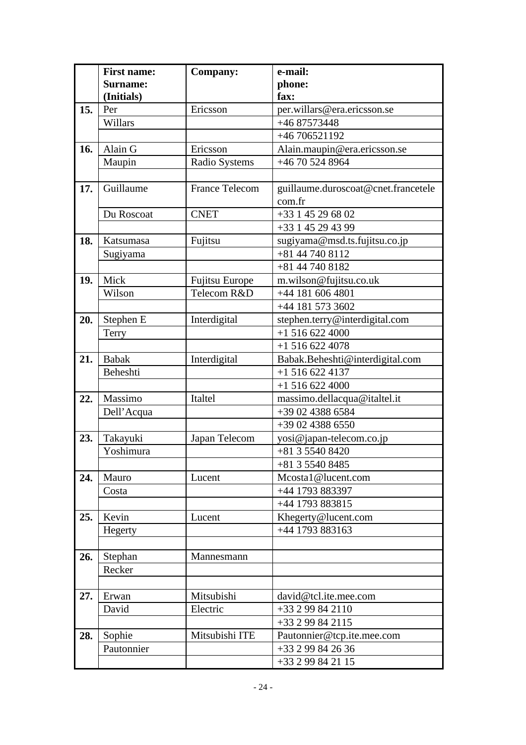| | First name:<br>Surname:<br>(Initials) | Company: | e-mail:<br>phone:<br>fax: |
|---|---|---|---|
| **15.** | Per | Ericsson | per.willars@era.ericsson.se |
| | Willars | | +46 87573448 |
| | | | +46 706521192 |
| **16.** | Alain G | Ericsson | Alain.maupin@era.ericsson.se |
| | Maupin | Radio Systems | +46 70 524 8964 |
| | | | |
| **17.** | Guillaume | France Telecom | guillaume.duroscoat@cnet.francetelecom.fr |
| | Du Roscoat | CNET | +33 1 45 29 68 02 |
| | | | +33 1 45 29 43 99 |
| **18.** | Katsumasa | Fujitsu | sugiyama@msd.ts.fujitsu.co.jp |
| | Sugiyama | | +81 44 740 8112 |
| | | | +81 44 740 8182 |
| **19.** | Mick | Fujitsu Europe | m.wilson@fujitsu.co.uk |
| | Wilson | Telecom R&D | +44 181 606 4801 |
| | | | +44 181 573 3602 |
| **20.** | Stephen E | Interdigital | stephen.terry@interdigital.com |
| | Terry | | +1 516 622 4000 |
| | | | +1 516 622 4078 |
| **21.** | Babak | Interdigital | Babak.Beheshti@interdigital.com |
| | Beheshti | | +1 516 622 4137 |
| | | | +1 516 622 4000 |
| **22.** | Massimo | Italtel | massimo.dellacqua@italtel.it |
| | Dell'Acqua | | +39 02 4388 6584 |
| | | | +39 02 4388 6550 |
| **23.** | Takayuki | Japan Telecom | yosi@japan-telecom.co.jp |
| | Yoshimura | | +81 3 5540 8420 |
| | | | +81 3 5540 8485 |
| **24.** | Mauro | Lucent | Mcosta1@lucent.com |
| | Costa | | +44 1793 883397 |
| | | | +44 1793 883815 |
| **25.** | Kevin | Lucent | Khegerty@lucent.com |
| | Hegerty | | +44 1793 883163 |
| | | | |
| **26.** | Stephan | Mannesmann | |
| | Recker | | |
| | | | |
| **27.** | Erwan | Mitsubishi | david@tcl.ite.mee.com |
| | David | Electric | +33 2 99 84 2110 |
| | | | +33 2 99 84 2115 |
| **28.** | Sophie | Mitsubishi ITE | Pautonnier@tcp.ite.mee.com |
| | Pautonnier | | +33 2 99 84 26 36 |
| | | | +33 2 99 84 21 15 |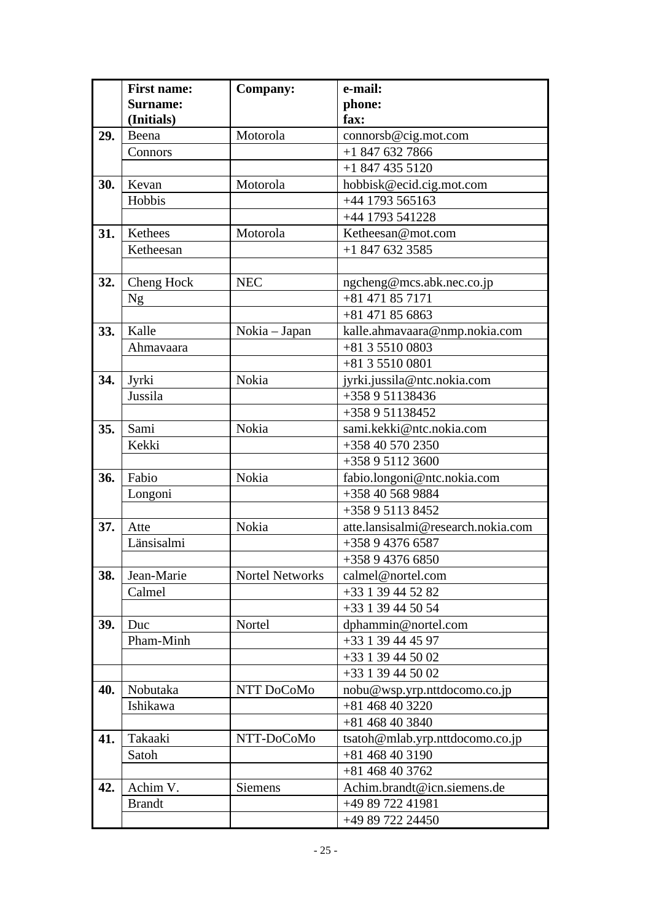|  | **First name:** **Surname:** **(Initials)** | **Company:** | **e-mail:** **phone:** **fax:** |
|---|---|---|---|
| **29.** | Beena | Motorola | connorsb@cig.mot.com |
|  | Connors |  | +1 847 632 7866 |
|  |  |  | +1 847 435 5120 |
| **30.** | Kevan | Motorola | hobbisk@ecid.cig.mot.com |
|  | Hobbis |  | +44 1793 565163 |
|  |  |  | +44 1793 541228 |
| **31.** | Kethees | Motorola | Ketheesan@mot.com |
|  | Ketheesan |  | +1 847 632 3585 |
|  |  |  |  |
| **32.** | Cheng Hock | NEC | ngcheng@mcs.abk.nec.co.jp |
|  | Ng |  | +81 471 85 7171 |
|  |  |  | +81 471 85 6863 |
| **33.** | Kalle | Nokia – Japan | kalle.ahmavaara@nmp.nokia.com |
|  | Ahmavaara |  | +81 3 5510 0803 |
|  |  |  | +81 3 5510 0801 |
| **34.** | Jyrki | Nokia | jyrki.jussila@ntc.nokia.com |
|  | Jussila |  | +358 9 51138436 |
|  |  |  | +358 9 51138452 |
| **35.** | Sami | Nokia | sami.kekki@ntc.nokia.com |
|  | Kekki |  | +358 40 570 2350 |
|  |  |  | +358 9 5112 3600 |
| **36.** | Fabio | Nokia | fabio.longoni@ntc.nokia.com |
|  | Longoni |  | +358 40 568 9884 |
|  |  |  | +358 9 5113 8452 |
| **37.** | Atte | Nokia | atte.lansisalmi@research.nokia.com |
|  | Länsisalmi |  | +358 9 4376 6587 |
|  |  |  | +358 9 4376 6850 |
| **38.** | Jean-Marie | Nortel Networks | calmel@nortel.com |
|  | Calmel |  | +33 1 39 44 52 82 |
|  |  |  | +33 1 39 44 50 54 |
| **39.** | Duc | Nortel | dphammin@nortel.com |
|  | Pham-Minh |  | +33 1 39 44 45 97 |
|  |  |  | +33 1 39 44 50 02 |
|  |  |  | +33 1 39 44 50 02 |
| **40.** | Nobutaka | NTT DoCoMo | nobu@wsp.yrp.nttdocomo.co.jp |
|  | Ishikawa |  | +81 468 40 3220 |
|  |  |  | +81 468 40 3840 |
| **41.** | Takaaki | NTT-DoCoMo | tsatoh@mlab.yrp.nttdocomo.co.jp |
|  | Satoh |  | +81 468 40 3190 |
|  |  |  | +81 468 40 3762 |
| **42.** | Achim V. | Siemens | Achim.brandt@icn.siemens.de |
|  | Brandt |  | +49 89 722 41981 |
|  |  |  | +49 89 722 24450 |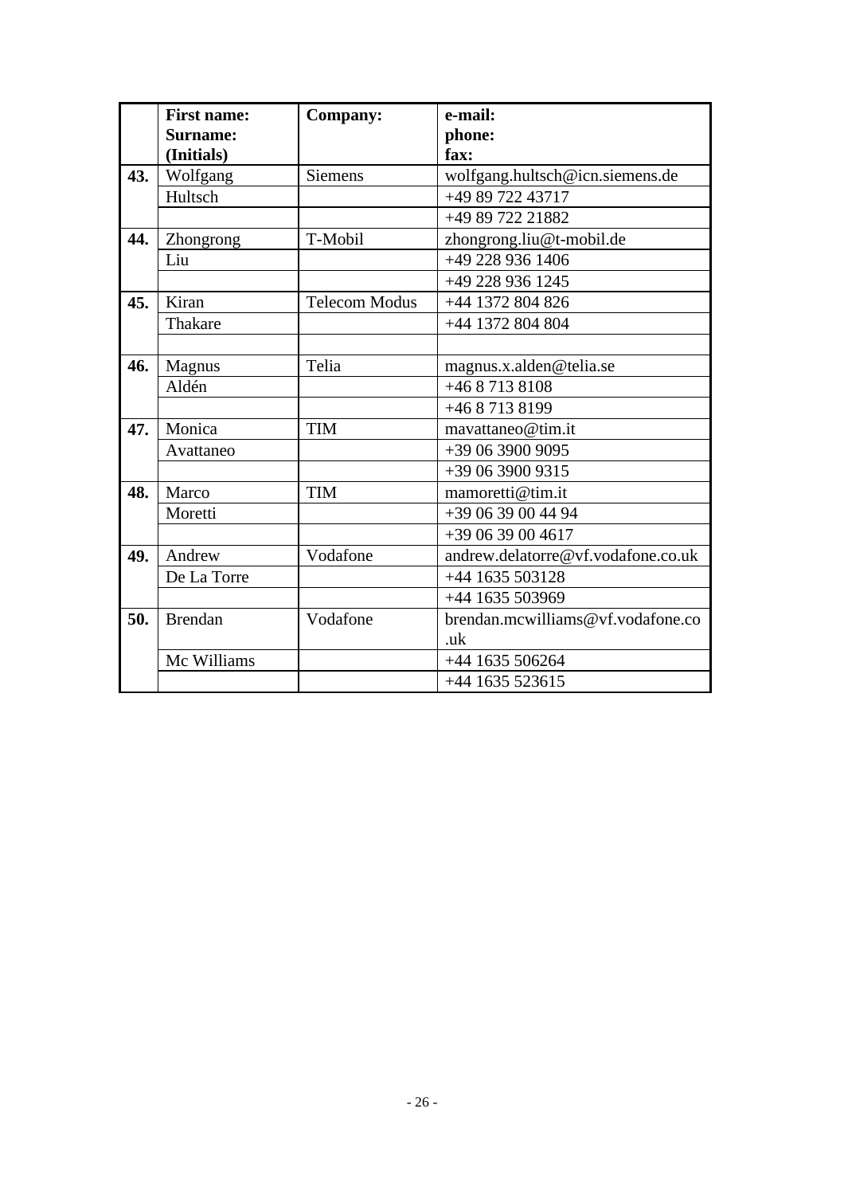| | First name: Surname: (Initials) | Company: | e-mail: phone: fax: |
|---|---|---|---|
| **43.** | Wolfgang | Siemens | wolfgang.hultsch@icn.siemens.de |
| | Hultsch | | +49 89 722 43717 |
| | | | +49 89 722 21882 |
| **44.** | Zhongrong | T-Mobil | zhongrong.liu@t-mobil.de |
| | Liu | | +49 228 936 1406 |
| | | | +49 228 936 1245 |
| **45.** | Kiran | Telecom Modus | +44 1372 804 826 |
| | Thakare | | +44 1372 804 804 |
| | | | |
| **46.** | Magnus | Telia | magnus.x.alden@telia.se |
| | Aldén | | +46 8 713 8108 |
| | | | +46 8 713 8199 |
| **47.** | Monica | TIM | mavattaneo@tim.it |
| | Avattaneo | | +39 06 3900 9095 |
| | | | +39 06 3900 9315 |
| **48.** | Marco | TIM | mamoretti@tim.it |
| | Moretti | | +39 06 39 00 44 94 |
| | | | +39 06 39 00 4617 |
| **49.** | Andrew | Vodafone | andrew.delatorre@vf.vodafone.co.uk |
| | De La Torre | | +44 1635 503128 |
| | | | +44 1635 503969 |
| **50.** | Brendan | Vodafone | brendan.mcwilliams@vf.vodafone.co.uk |
| | Mc Williams | | +44 1635 506264 |
| | | | +44 1635 523615 |